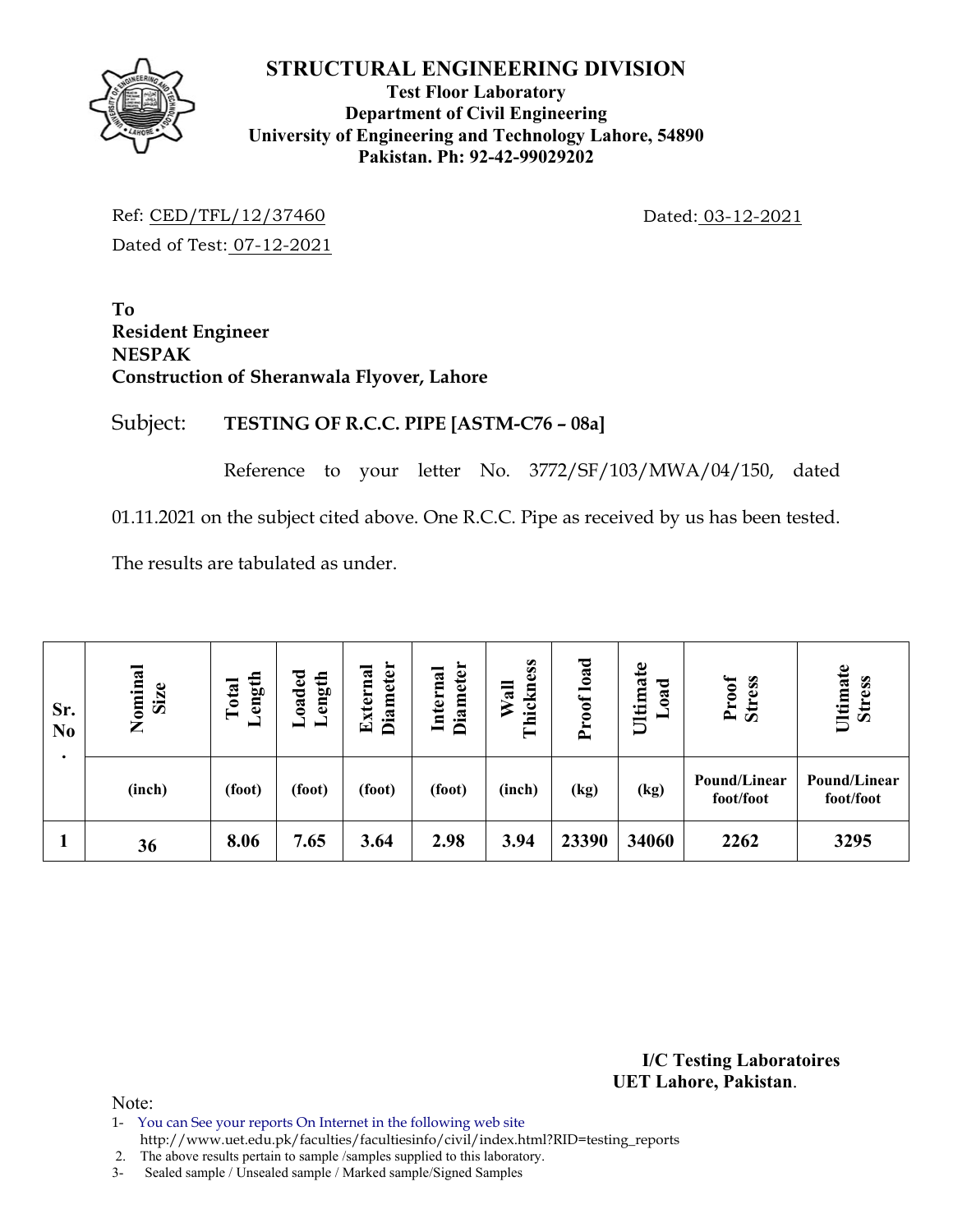# STRUCTURAL ENGINEERING DIVISION

**Test Floor Laboratory**
**Department of Civil Engineering**
**University of Engineering and Technology Lahore, 54890**
**Pakistan. Ph: 92-42-99029202**

Ref: CED/TFL/12/37460 Dated: 03-12-2021

Dated of Test: 07-12-2021

**To**
**Resident Engineer**
**NESPAK**
**Construction of Sheranwala Flyover, Lahore**

Subject: **TESTING OF R.C.C. PIPE [ASTM-C76 – 08a]**

Reference to your letter No. 3772/SF/103/MWA/04/150, dated 01.11.2021 on the subject cited above. One R.C.C. Pipe as received by us has been tested. The results are tabulated as under.

| Sr. No. | Nominal Size | Total Length | Loaded Length | External Diameter | Internal Diameter | Wall Thickness | Proof load | Ultimate Load | Proof Stress | Ultimate Stress |
|---|---|---|---|---|---|---|---|---|---|---|
| | (inch) | (foot) | (foot) | (foot) | (foot) | (inch) | (kg) | (kg) | Pound/Linear foot/foot | Pound/Linear foot/foot |
| 1 | 36 | 8.06 | 7.65 | 3.64 | 2.98 | 3.94 | 23390 | 34060 | 2262 | 3295 |

**I/C Testing Laboratoires**
**UET Lahore, Pakistan**.

Note:
1- You can See your reports On Internet in the following web site
http://www.uet.edu.pk/faculties/facultiesinfo/civil/index.html?RID=testing_reports
2. The above results pertain to sample /samples supplied to this laboratory.
3- Sealed sample / Unsealed sample / Marked sample/Signed Samples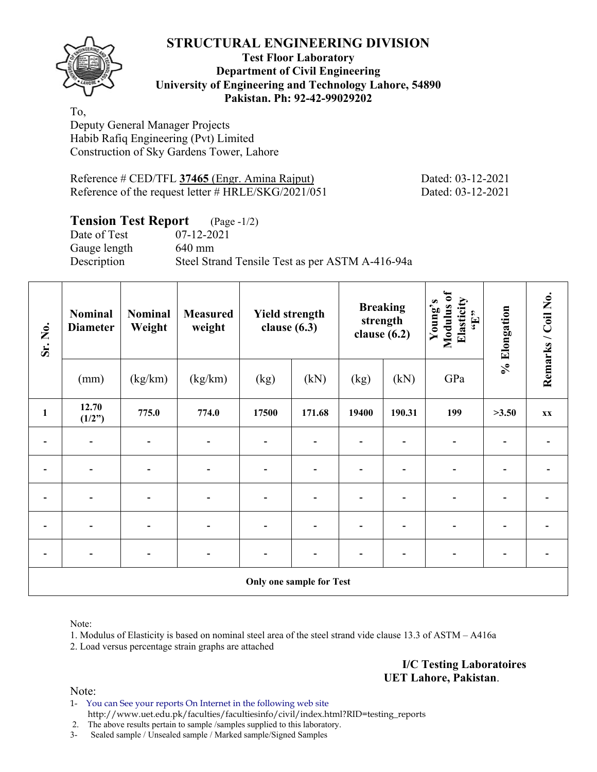# STRUCTURAL ENGINEERING DIVISION

**Test Floor Laboratory**
**Department of Civil Engineering**
**University of Engineering and Technology Lahore, 54890**
**Pakistan. Ph: 92-42-99029202**

To,
Deputy General Manager Projects
Habib Rafiq Engineering (Pvt) Limited
Construction of Sky Gardens Tower, Lahore

Reference # CED/TFL **37465** (Engr. Amina Rajput) Dated: 03-12-2021
Reference of the request letter # HRLE/SKG/2021/051 Dated: 03-12-2021

## Tension Test Report (Page -1/2)

Date of Test 07-12-2021
Gauge length 640 mm
Description Steel Strand Tensile Test as per ASTM A-416-94a

| Sr. No. | Nominal Diameter | Nominal Weight | Measured weight | Yield strength clause (6.3) | | Breaking strength clause (6.2) | | Young's Modulus of Elasticity "E" | % Elongation | Remarks / Coil No. |
|---|---|---|---|---|---|---|---|---|---|---|
| | (mm) | (kg/km) | (kg/km) | (kg) | (kN) | (kg) | (kN) | GPa | | |
| **1** | **12.70 (1/2")** | **775.0** | **774.0** | **17500** | **171.68** | **19400** | **190.31** | **199** | **>3.50** | **xx** |
| - | - | - | - | - | - | - | - | - | - | - |
| - | - | - | - | - | - | - | - | - | - | - |
| - | - | - | - | - | - | - | - | - | - | - |
| - | - | - | - | - | - | - | - | - | - | - |
| - | - | - | - | - | - | - | - | - | - | - |
| **Only one sample for Test** | | | | | | | | | | |

Note:

1. Modulus of Elasticity is based on nominal steel area of the steel strand vide clause 13.3 of ASTM – A416a
2. Load versus percentage strain graphs are attached

**I/C Testing Laboratoires**
**UET Lahore, Pakistan**.

Note:

1- You can See your reports On Internet in the following web site
http://www.uet.edu.pk/faculties/facultiesinfo/civil/index.html?RID=testing_reports
2. The above results pertain to sample /samples supplied to this laboratory.
3- Sealed sample / Unsealed sample / Marked sample/Signed Samples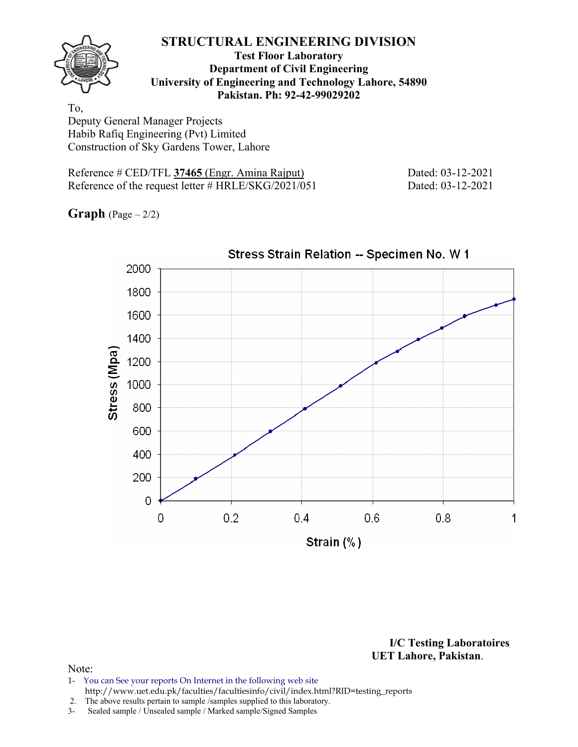# STRUCTURAL ENGINEERING DIVISION

**Test Floor Laboratory**
**Department of Civil Engineering**
**University of Engineering and Technology Lahore, 54890**
**Pakistan. Ph: 92-42-99029202**

To,
Deputy General Manager Projects
Habib Rafiq Engineering (Pvt) Limited
Construction of Sky Gardens Tower, Lahore

Reference # CED/TFL **37465** (Engr. Amina Rajput) Dated: 03-12-2021
Reference of the request letter # HRLE/SKG/2021/051 Dated: 03-12-2021

**Graph** (Page – 2/2)

Stress Strain Relation -- Specimen No. W 1

Stress (Mpa)

Strain (%)

**I/C Testing Laboratoires**
**UET Lahore, Pakistan**.

Note:

1- You can See your reports On Internet in the following web site
http://www.uet.edu.pk/faculties/facultiesinfo/civil/index.html?RID=testing_reports
2. The above results pertain to sample /samples supplied to this laboratory.
3- Sealed sample / Unsealed sample / Marked sample/Signed Samples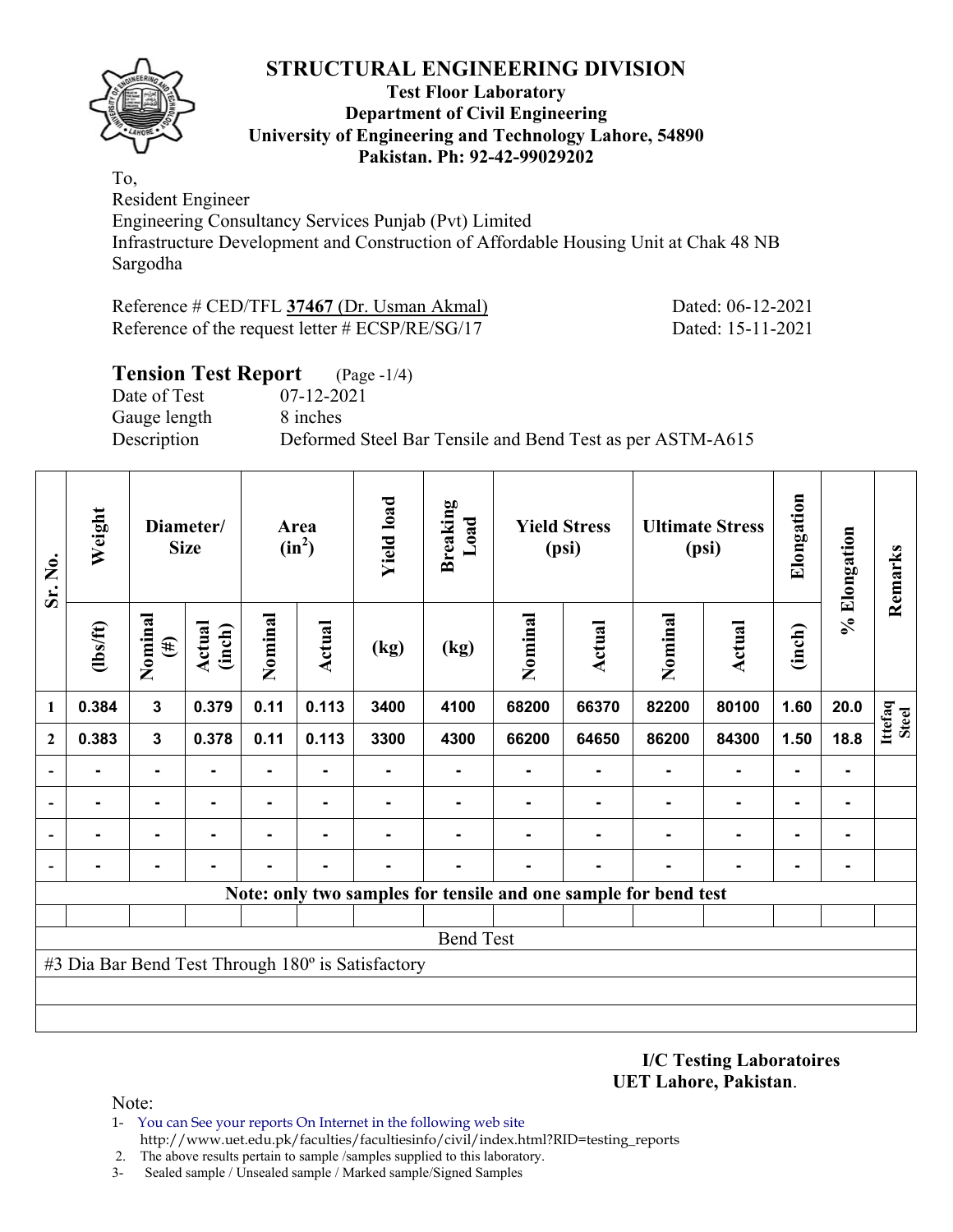# STRUCTURAL ENGINEERING DIVISION

**Test Floor Laboratory**
**Department of Civil Engineering**
**University of Engineering and Technology Lahore, 54890**
**Pakistan. Ph: 92-42-99029202**

To,
Resident Engineer
Engineering Consultancy Services Punjab (Pvt) Limited
Infrastructure Development and Construction of Affordable Housing Unit at Chak 48 NB
Sargodha

Reference # CED/TFL **37467** (Dr. Usman Akmal) Dated: 06-12-2021
Reference of the request letter # ECSP/RE/SG/17 Dated: 15-11-2021

## Tension Test Report (Page -1/4)

Date of Test 07-12-2021
Gauge length 8 inches
Description Deformed Steel Bar Tensile and Bend Test as per ASTM-A615

| Sr. No. | Weight | Diameter/ Size | | Area ($in^2$) | | Yield load | Breaking Load | Yield Stress (psi) | | Ultimate Stress (psi) | | Elongation | % Elongation | Remarks |
|---|---|---|---|---|---|---|---|---|---|---|---|---|---|---|
| | (lbs/ft) | Nominal (#) | Actual (inch) | Nominal | Actual | (kg) | (kg) | Nominal | Actual | Nominal | Actual | (inch) | | |
| 1 | 0.384 | 3 | 0.379 | 0.11 | 0.113 | 3400 | 4100 | 68200 | 66370 | 82200 | 80100 | 1.60 | 20.0 | Ittefaq Steel |
| 2 | 0.383 | 3 | 0.378 | 0.11 | 0.113 | 3300 | 4300 | 66200 | 64650 | 86200 | 84300 | 1.50 | 18.8 | |
| - | - | - | - | - | - | - | - | - | - | - | - | - | - | |
| - | - | - | - | - | - | - | - | - | - | - | - | - | - | |
| - | - | - | - | - | - | - | - | - | - | - | - | - | - | |
| - | - | - | - | - | - | - | - | - | - | - | - | - | - | |

**Note: only two samples for tensile and one sample for bend test**

Bend Test

#3 Dia Bar Bend Test Through 180º is Satisfactory

**I/C Testing Laboratoires**
**UET Lahore, Pakistan**.

Note:
1- You can See your reports On Internet in the following web site
http://www.uet.edu.pk/faculties/facultiesinfo/civil/index.html?RID=testing_reports
2. The above results pertain to sample /samples supplied to this laboratory.
3- Sealed sample / Unsealed sample / Marked sample/Signed Samples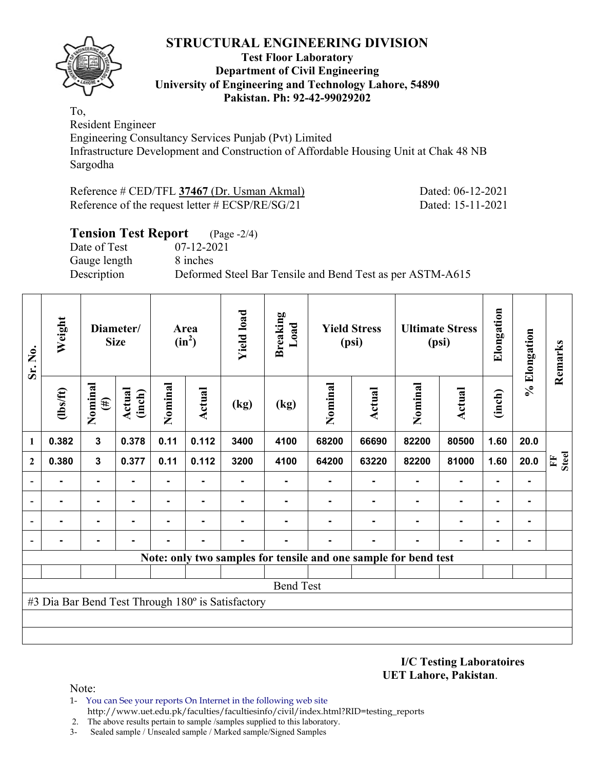# STRUCTURAL ENGINEERING DIVISION

**Test Floor Laboratory**
**Department of Civil Engineering**
**University of Engineering and Technology Lahore, 54890**
**Pakistan. Ph: 92-42-99029202**

To,
Resident Engineer
Engineering Consultancy Services Punjab (Pvt) Limited
Infrastructure Development and Construction of Affordable Housing Unit at Chak 48 NB Sargodha

Reference # CED/TFL **37467** (Dr. Usman Akmal) Dated: 06-12-2021
Reference of the request letter # ECSP/RE/SG/21 Dated: 15-11-2021

## Tension Test Report (Page -2/4)

Date of Test 07-12-2021
Gauge length 8 inches
Description Deformed Steel Bar Tensile and Bend Test as per ASTM-A615

| Sr. No. | Weight | Diameter/ Size | | Area ($in^2$) | | Yield load | Breaking Load | Yield Stress (psi) | | Ultimate Stress (psi) | | Elongation | % Elongation | Remarks |
|---|---|---|---|---|---|---|---|---|---|---|---|---|---|---|
| | (lbs/ft) | Nominal (#) | Actual (inch) | Nominal | Actual | (kg) | (kg) | Nominal | Actual | Nominal | Actual | (inch) | | |
| 1 | 0.382 | 3 | 0.378 | 0.11 | 0.112 | 3400 | 4100 | 68200 | 66690 | 82200 | 80500 | 1.60 | 20.0 | FF Steel |
| 2 | 0.380 | 3 | 0.377 | 0.11 | 0.112 | 3200 | 4100 | 64200 | 63220 | 82200 | 81000 | 1.60 | 20.0 | |
| - | - | - | - | - | - | - | - | - | - | - | - | - | - | |
| - | - | - | - | - | - | - | - | - | - | - | - | - | - | |
| - | - | - | - | - | - | - | - | - | - | - | - | - | - | |
| - | - | - | - | - | - | - | - | - | - | - | - | - | - | |

**Note: only two samples for tensile and one sample for bend test**

Bend Test

#3 Dia Bar Bend Test Through 180º is Satisfactory

**I/C Testing Laboratoires**
**UET Lahore, Pakistan**.

Note:
1- You can See your reports On Internet in the following web site http://www.uet.edu.pk/faculties/facultiesinfo/civil/index.html?RID=testing_reports
2. The above results pertain to sample /samples supplied to this laboratory.
3- Sealed sample / Unsealed sample / Marked sample/Signed Samples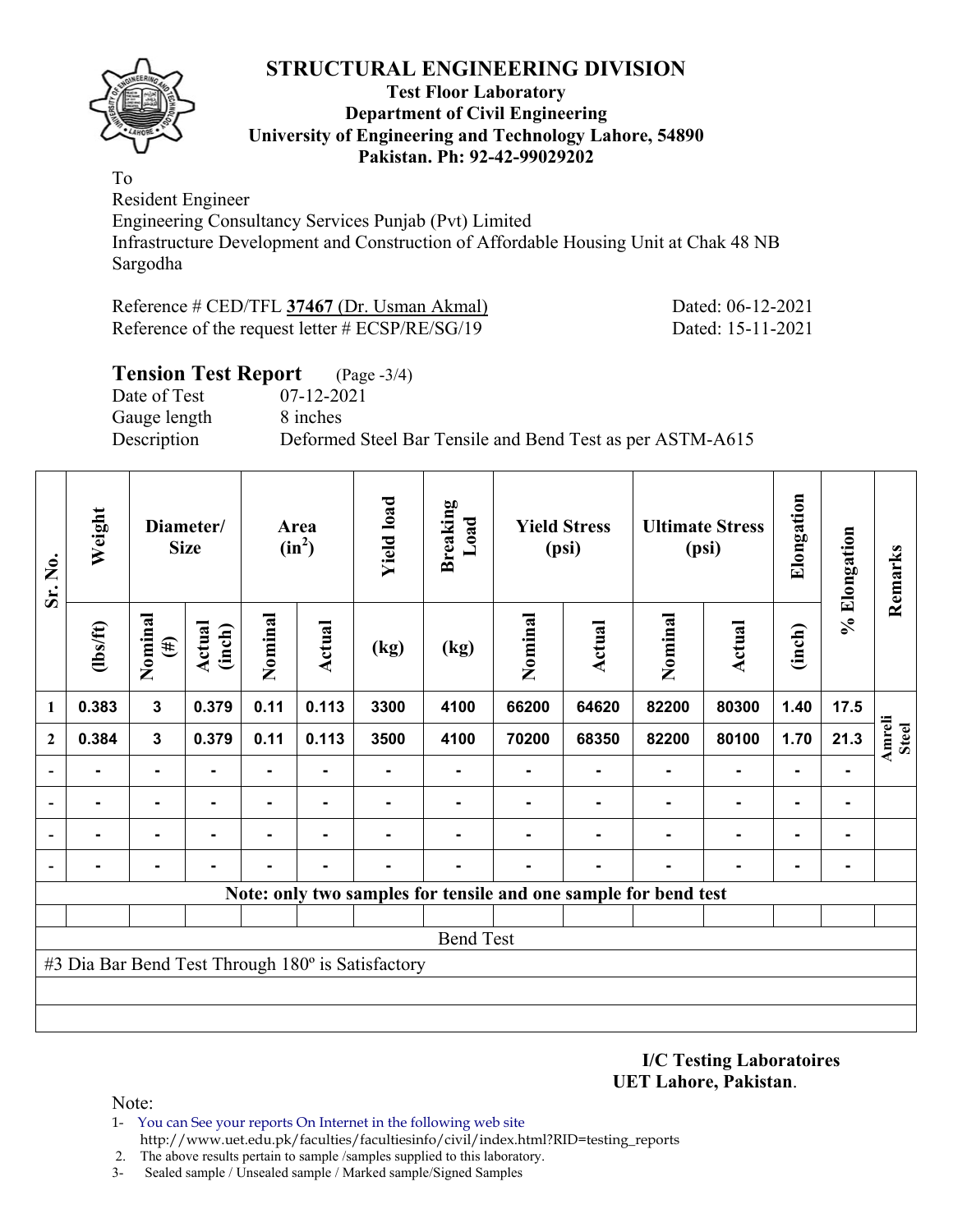# STRUCTURAL ENGINEERING DIVISION

**Test Floor Laboratory**
**Department of Civil Engineering**
**University of Engineering and Technology Lahore, 54890**
**Pakistan. Ph: 92-42-99029202**

To
Resident Engineer
Engineering Consultancy Services Punjab (Pvt) Limited
Infrastructure Development and Construction of Affordable Housing Unit at Chak 48 NB
Sargodha

Reference # CED/TFL **37467** (Dr. Usman Akmal) Dated: 06-12-2021
Reference of the request letter # ECSP/RE/SG/19 Dated: 15-11-2021

## Tension Test Report (Page -3/4)

Date of Test 07-12-2021
Gauge length 8 inches
Description Deformed Steel Bar Tensile and Bend Test as per ASTM-A615

| Sr. No. | Weight | Diameter/ Size | | Area ($in^2$) | | Yield load | Breaking Load | Yield Stress (psi) | | Ultimate Stress (psi) | | Elongation | % Elongation | Remarks |
|---|---|---|---|---|---|---|---|---|---|---|---|---|---|---|
| | (lbs/ft) | Nominal (#) | Actual (inch) | Nominal | Actual | (kg) | (kg) | Nominal | Actual | Nominal | Actual | (inch) | | |
| 1 | 0.383 | 3 | 0.379 | 0.11 | 0.113 | 3300 | 4100 | 66200 | 64620 | 82200 | 80300 | 1.40 | 17.5 | Amreli Steel |
| 2 | 0.384 | 3 | 0.379 | 0.11 | 0.113 | 3500 | 4100 | 70200 | 68350 | 82200 | 80100 | 1.70 | 21.3 | |
| - | - | - | - | - | - | - | - | - | - | - | - | - | - | |
| - | - | - | - | - | - | - | - | - | - | - | - | - | - | |
| - | - | - | - | - | - | - | - | - | - | - | - | - | - | |
| - | - | - | - | - | - | - | - | - | - | - | - | - | - | |

**Note: only two samples for tensile and one sample for bend test**

Bend Test

#3 Dia Bar Bend Test Through 180º is Satisfactory

**I/C Testing Laboratoires**
**UET Lahore, Pakistan**.

Note:
1- You can See your reports On Internet in the following web site
http://www.uet.edu.pk/faculties/facultiesinfo/civil/index.html?RID=testing_reports
2. The above results pertain to sample /samples supplied to this laboratory.
3- Sealed sample / Unsealed sample / Marked sample/Signed Samples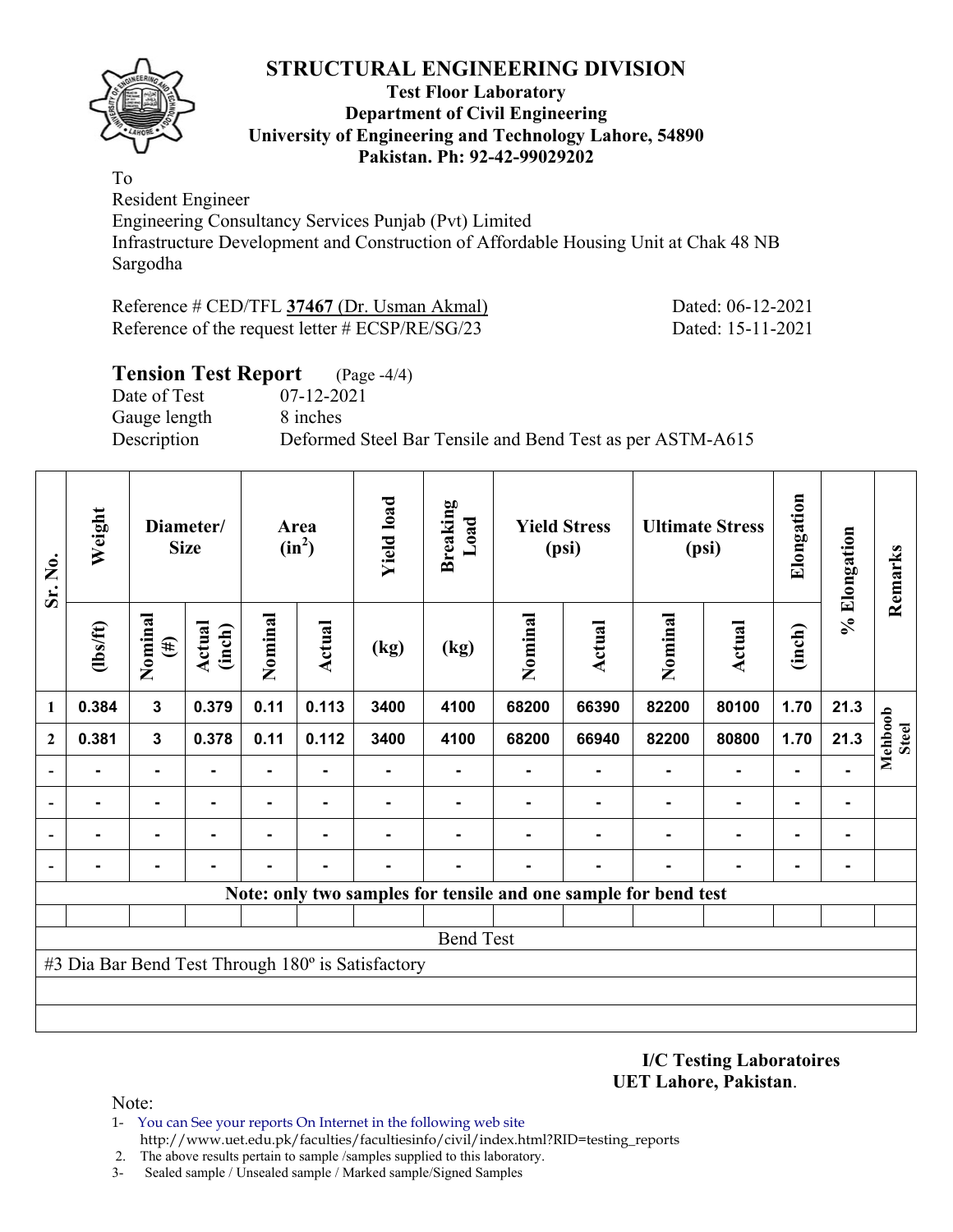# STRUCTURAL ENGINEERING DIVISION

**Test Floor Laboratory**
**Department of Civil Engineering**
**University of Engineering and Technology Lahore, 54890**
**Pakistan. Ph: 92-42-99029202**

To
Resident Engineer
Engineering Consultancy Services Punjab (Pvt) Limited
Infrastructure Development and Construction of Affordable Housing Unit at Chak 48 NB
Sargodha

Reference # CED/TFL **37467** (Dr. Usman Akmal) Dated: 06-12-2021
Reference of the request letter # ECSP/RE/SG/23 Dated: 15-11-2021

## Tension Test Report (Page -4/4)

Date of Test 07-12-2021
Gauge length 8 inches
Description Deformed Steel Bar Tensile and Bend Test as per ASTM-A615

| Sr. No. | Weight | Diameter/ Size | | Area ($in^2$) | | Yield load | Breaking Load | Yield Stress (psi) | | Ultimate Stress (psi) | | Elongation | % Elongation | Remarks |
|---|---|---|---|---|---|---|---|---|---|---|---|---|---|---|
| | (lbs/ft) | Nominal (#) | Actual (inch) | Nominal | Actual | (kg) | (kg) | Nominal | Actual | Nominal | Actual | (inch) | | |
| 1 | 0.384 | 3 | 0.379 | 0.11 | 0.113 | 3400 | 4100 | 68200 | 66390 | 82200 | 80100 | 1.70 | 21.3 | Mehboob Steel |
| 2 | 0.381 | 3 | 0.378 | 0.11 | 0.112 | 3400 | 4100 | 68200 | 66940 | 82200 | 80800 | 1.70 | 21.3 | |
| - | - | - | - | - | - | - | - | - | - | - | - | - | - | |
| - | - | - | - | - | - | - | - | - | - | - | - | - | - | |
| - | - | - | - | - | - | - | - | - | - | - | - | - | - | |
| - | - | - | - | - | - | - | - | - | - | - | - | - | - | |

**Note: only two samples for tensile and one sample for bend test**

Bend Test

#3 Dia Bar Bend Test Through 180º is Satisfactory

**I/C Testing Laboratoires**
**UET Lahore, Pakistan**.

Note:
1- You can See your reports On Internet in the following web site
http://www.uet.edu.pk/faculties/facultiesinfo/civil/index.html?RID=testing_reports
2. The above results pertain to sample /samples supplied to this laboratory.
3- Sealed sample / Unsealed sample / Marked sample/Signed Samples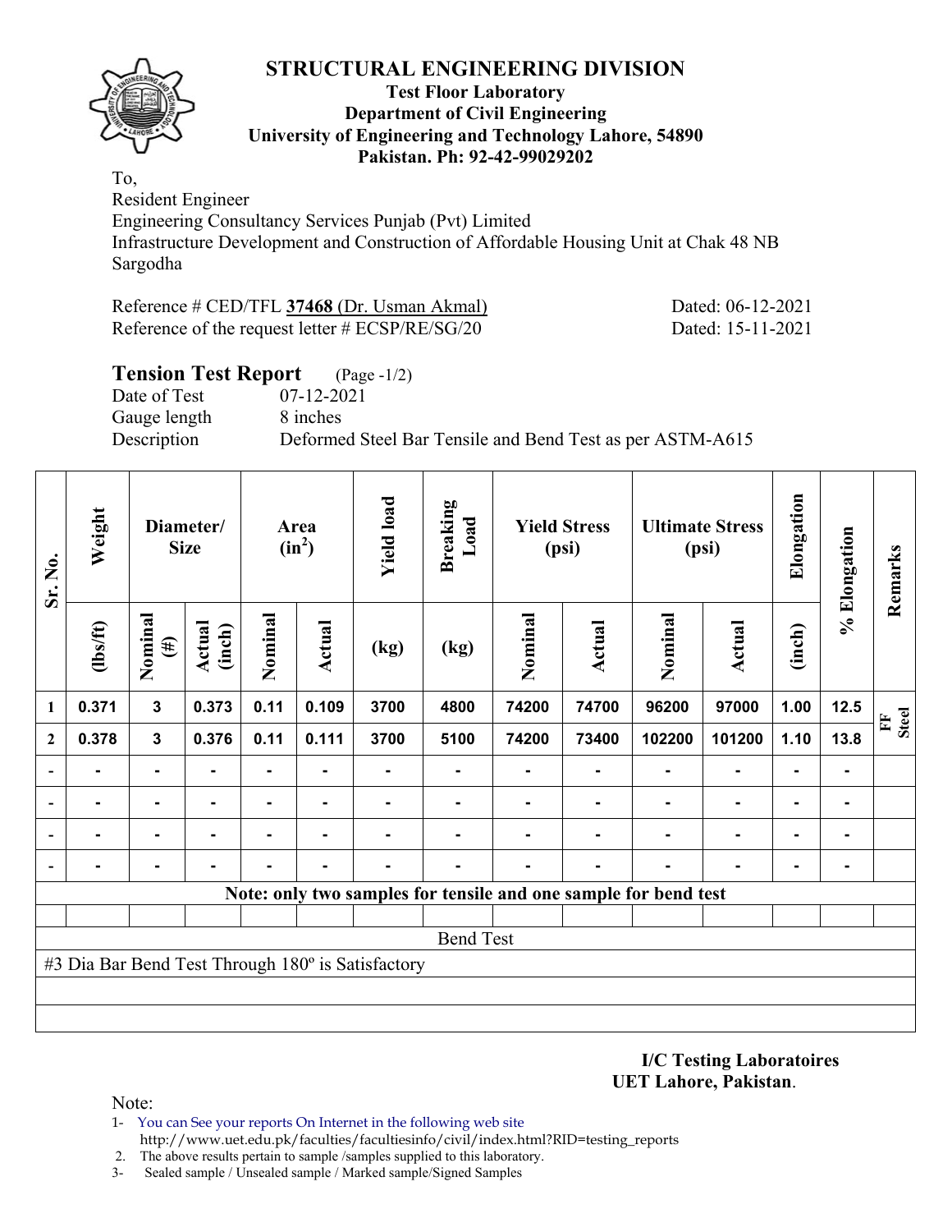# STRUCTURAL ENGINEERING DIVISION

**Test Floor Laboratory**
**Department of Civil Engineering**
**University of Engineering and Technology Lahore, 54890**
**Pakistan. Ph: 92-42-99029202**

To,
Resident Engineer
Engineering Consultancy Services Punjab (Pvt) Limited
Infrastructure Development and Construction of Affordable Housing Unit at Chak 48 NB
Sargodha

Reference # CED/TFL **37468** (Dr. Usman Akmal) Dated: 06-12-2021
Reference of the request letter # ECSP/RE/SG/20 Dated: 15-11-2021

## Tension Test Report (Page -1/2)

Date of Test 07-12-2021
Gauge length 8 inches
Description Deformed Steel Bar Tensile and Bend Test as per ASTM-A615

| Sr. No. | Weight | Diameter/ Size | | Area ($in^2$) | | Yield load | Breaking Load | Yield Stress (psi) | | Ultimate Stress (psi) | | Elongation | % Elongation | Remarks |
|---|---|---|---|---|---|---|---|---|---|---|---|---|---|---|
| | (lbs/ft) | Nominal (#) | Actual (inch) | Nominal | Actual | (kg) | (kg) | Nominal | Actual | Nominal | Actual | (inch) | | |
| 1 | 0.371 | 3 | 0.373 | 0.11 | 0.109 | 3700 | 4800 | 74200 | 74700 | 96200 | 97000 | 1.00 | 12.5 | FF Steel |
| 2 | 0.378 | 3 | 0.376 | 0.11 | 0.111 | 3700 | 5100 | 74200 | 73400 | 102200 | 101200 | 1.10 | 13.8 | |
| - | - | - | - | - | - | - | - | - | - | - | - | - | - | |
| - | - | - | - | - | - | - | - | - | - | - | - | - | - | |
| - | - | - | - | - | - | - | - | - | - | - | - | - | - | |
| - | - | - | - | - | - | - | - | - | - | - | - | - | - | |

**Note: only two samples for tensile and one sample for bend test**

Bend Test

#3 Dia Bar Bend Test Through 180º is Satisfactory

**I/C Testing Laboratoires**
**UET Lahore, Pakistan**.

Note:
1- You can See your reports On Internet in the following web site
http://www.uet.edu.pk/faculties/facultiesinfo/civil/index.html?RID=testing_reports
2. The above results pertain to sample /samples supplied to this laboratory.
3- Sealed sample / Unsealed sample / Marked sample/Signed Samples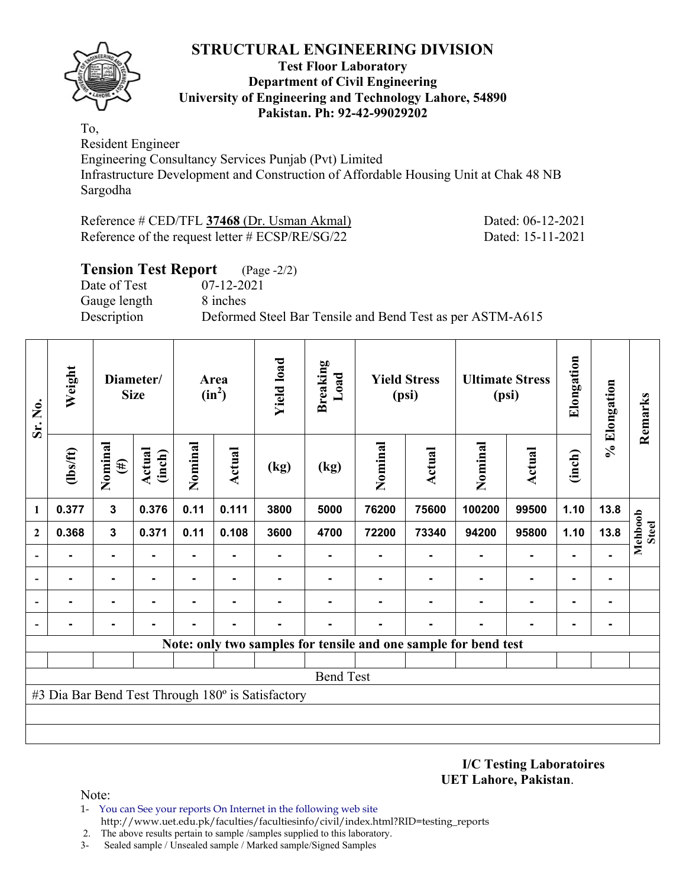# STRUCTURAL ENGINEERING DIVISION

**Test Floor Laboratory**
**Department of Civil Engineering**
**University of Engineering and Technology Lahore, 54890**
**Pakistan. Ph: 92-42-99029202**

To,
Resident Engineer
Engineering Consultancy Services Punjab (Pvt) Limited
Infrastructure Development and Construction of Affordable Housing Unit at Chak 48 NB
Sargodha

Reference # CED/TFL **37468** (Dr. Usman Akmal) Dated: 06-12-2021
Reference of the request letter # ECSP/RE/SG/22 Dated: 15-11-2021

## Tension Test Report (Page -2/2)

Date of Test 07-12-2021
Gauge length 8 inches
Description Deformed Steel Bar Tensile and Bend Test as per ASTM-A615

| Sr. No. | Weight | Diameter/ Size | | Area ($in^2$) | | Yield load | Breaking Load | Yield Stress (psi) | | Ultimate Stress (psi) | | Elongation | % Elongation | Remarks |
|---|---|---|---|---|---|---|---|---|---|---|---|---|---|---|
| | (lbs/ft) | Nominal (#) | Actual (inch) | Nominal | Actual | (kg) | (kg) | Nominal | Actual | Nominal | Actual | (inch) | | |
| 1 | 0.377 | 3 | 0.376 | 0.11 | 0.111 | 3800 | 5000 | 76200 | 75600 | 100200 | 99500 | 1.10 | 13.8 | Mehboob Steel |
| 2 | 0.368 | 3 | 0.371 | 0.11 | 0.108 | 3600 | 4700 | 72200 | 73340 | 94200 | 95800 | 1.10 | 13.8 | |
| - | - | - | - | - | - | - | - | - | - | - | - | - | - | |
| - | - | - | - | - | - | - | - | - | - | - | - | - | - | |
| - | - | - | - | - | - | - | - | - | - | - | - | - | - | |
| - | - | - | - | - | - | - | - | - | - | - | - | - | - | |

**Note: only two samples for tensile and one sample for bend test**

Bend Test

#3 Dia Bar Bend Test Through 180º is Satisfactory

**I/C Testing Laboratoires**
**UET Lahore, Pakistan**.

Note:
1- You can See your reports On Internet in the following web site
http://www.uet.edu.pk/faculties/facultiesinfo/civil/index.html?RID=testing_reports
2. The above results pertain to sample /samples supplied to this laboratory.
3- Sealed sample / Unsealed sample / Marked sample/Signed Samples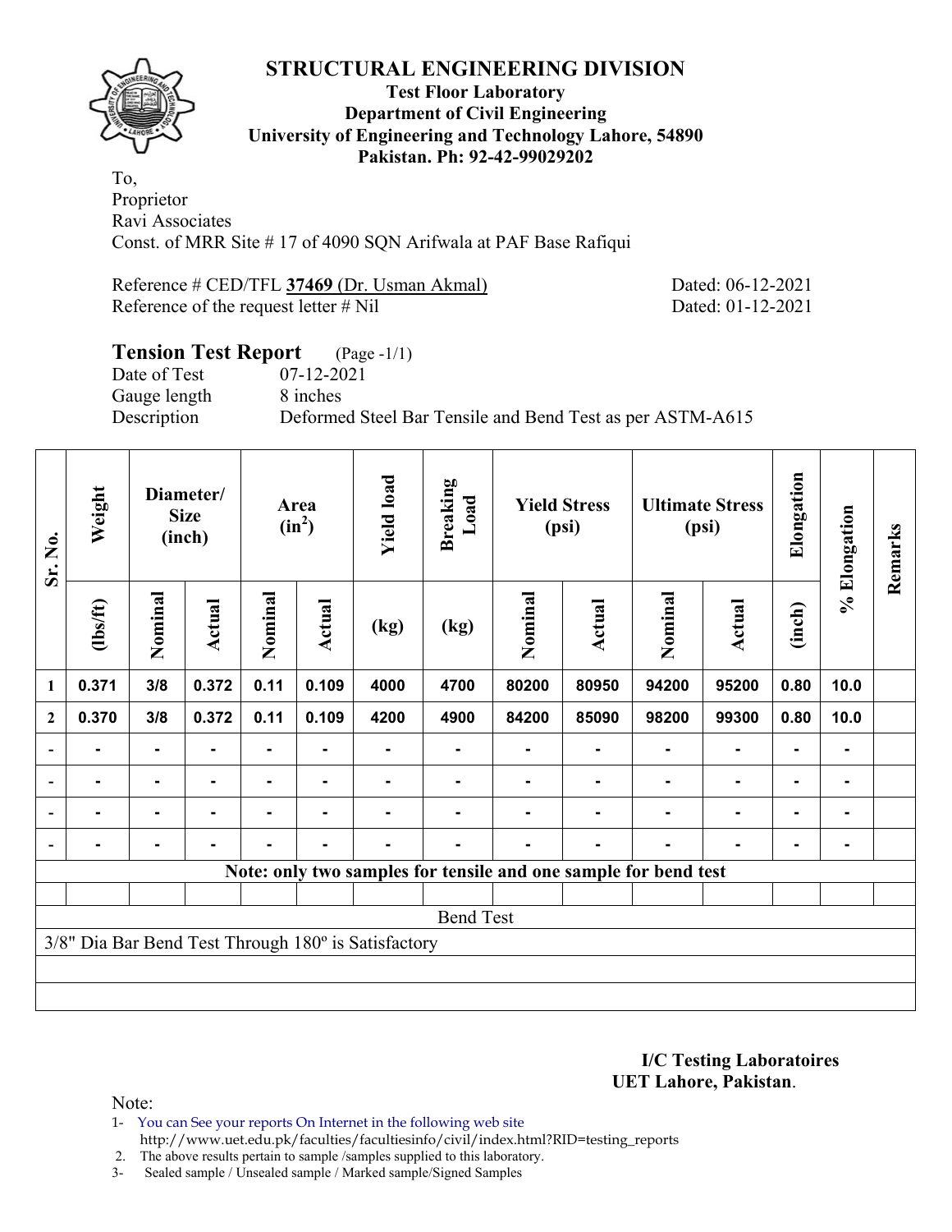# STRUCTURAL ENGINEERING DIVISION

**Test Floor Laboratory**
**Department of Civil Engineering**
**University of Engineering and Technology Lahore, 54890**
**Pakistan. Ph: 92-42-99029202**

To,
Proprietor
Ravi Associates
Const. of MRR Site # 17 of 4090 SQN Arifwala at PAF Base Rafiqui

Reference # CED/TFL **37469** (Dr. Usman Akmal) Dated: 06-12-2021
Reference of the request letter # Nil Dated: 01-12-2021

## Tension Test Report (Page -1/1)

Date of Test 07-12-2021
Gauge length 8 inches
Description Deformed Steel Bar Tensile and Bend Test as per ASTM-A615

| Sr. No. | Weight | Diameter/ Size (inch) | | Area ($in^2$) | | Yield load | Breaking Load | Yield Stress (psi) | | Ultimate Stress (psi) | | Elongation | % Elongation | Remarks |
|---|---|---|---|---|---|---|---|---|---|---|---|---|---|---|
| | (lbs/ft) | Nominal | Actual | Nominal | Actual | (kg) | (kg) | Nominal | Actual | Nominal | Actual | (inch) | | |
| 1 | 0.371 | 3/8 | 0.372 | 0.11 | 0.109 | 4000 | 4700 | 80200 | 80950 | 94200 | 95200 | 0.80 | 10.0 | |
| 2 | 0.370 | 3/8 | 0.372 | 0.11 | 0.109 | 4200 | 4900 | 84200 | 85090 | 98200 | 99300 | 0.80 | 10.0 | |
| - | - | - | - | - | - | - | - | - | - | - | - | - | - | |
| - | - | - | - | - | - | - | - | - | - | - | - | - | - | |
| - | - | - | - | - | - | - | - | - | - | - | - | - | - | |
| - | - | - | - | - | - | - | - | - | - | - | - | - | - | |

**Note: only two samples for tensile and one sample for bend test**

Bend Test

3/8" Dia Bar Bend Test Through 180º is Satisfactory

**I/C Testing Laboratoires**
**UET Lahore, Pakistan**.

Note:
1- You can See your reports On Internet in the following web site
http://www.uet.edu.pk/faculties/facultiesinfo/civil/index.html?RID=testing_reports
2. The above results pertain to sample /samples supplied to this laboratory.
3- Sealed sample / Unsealed sample / Marked sample/Signed Samples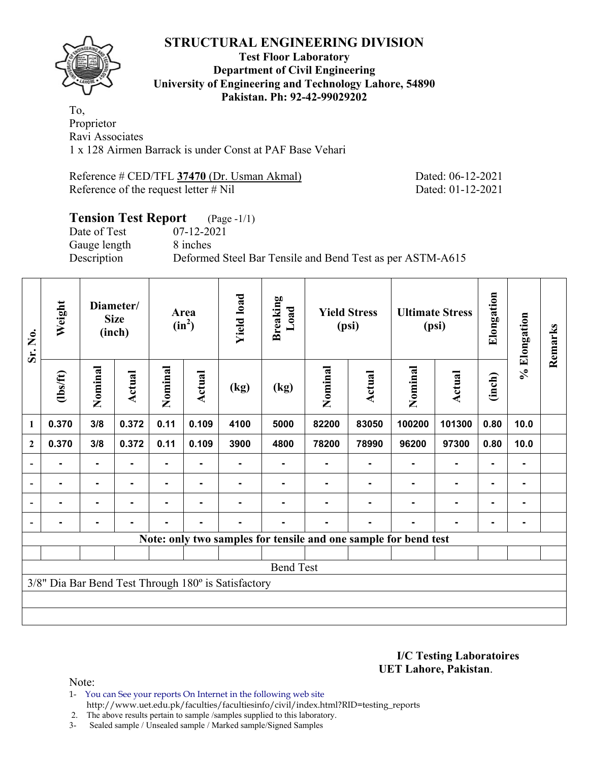# STRUCTURAL ENGINEERING DIVISION

**Test Floor Laboratory**
**Department of Civil Engineering**
**University of Engineering and Technology Lahore, 54890**
**Pakistan. Ph: 92-42-99029202**

To,
Proprietor
Ravi Associates
1 x 128 Airmen Barrack is under Const at PAF Base Vehari

Reference # CED/TFL **37470** (Dr. Usman Akmal) Dated: 06-12-2021
Reference of the request letter # Nil Dated: 01-12-2021

## Tension Test Report (Page -1/1)

Date of Test 07-12-2021
Gauge length 8 inches
Description Deformed Steel Bar Tensile and Bend Test as per ASTM-A615

| Sr. No. | Weight | Diameter/ Size (inch) | | Area ($in^2$) | | Yield load | Breaking Load | Yield Stress (psi) | | Ultimate Stress (psi) | | Elongation | % Elongation | Remarks |
|---|---|---|---|---|---|---|---|---|---|---|---|---|---|---|
| | (lbs/ft) | Nominal | Actual | Nominal | Actual | (kg) | (kg) | Nominal | Actual | Nominal | Actual | (inch) | | |
| 1 | 0.370 | 3/8 | 0.372 | 0.11 | 0.109 | 4100 | 5000 | 82200 | 83050 | 100200 | 101300 | 0.80 | 10.0 | |
| 2 | 0.370 | 3/8 | 0.372 | 0.11 | 0.109 | 3900 | 4800 | 78200 | 78990 | 96200 | 97300 | 0.80 | 10.0 | |
| - | - | - | - | - | - | - | - | - | - | - | - | - | - | |
| - | - | - | - | - | - | - | - | - | - | - | - | - | - | |
| - | - | - | - | - | - | - | - | - | - | - | - | - | - | |
| - | - | - | - | - | - | - | - | - | - | - | - | - | - | |

**Note: only two samples for tensile and one sample for bend test**

Bend Test

3/8" Dia Bar Bend Test Through 180º is Satisfactory

**I/C Testing Laboratoires**
**UET Lahore, Pakistan**.

Note:
1- You can See your reports On Internet in the following web site
http://www.uet.edu.pk/faculties/facultiesinfo/civil/index.html?RID=testing_reports
2. The above results pertain to sample /samples supplied to this laboratory.
3- Sealed sample / Unsealed sample / Marked sample/Signed Samples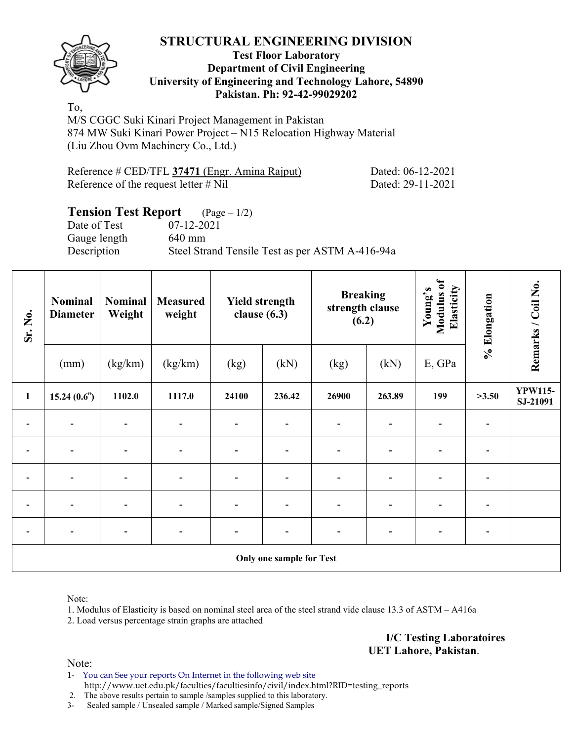# STRUCTURAL ENGINEERING DIVISION

**Test Floor Laboratory**
**Department of Civil Engineering**
**University of Engineering and Technology Lahore, 54890**
**Pakistan. Ph: 92-42-99029202**

To,
M/S CGGC Suki Kinari Project Management in Pakistan
874 MW Suki Kinari Power Project – N15 Relocation Highway Material
(Liu Zhou Ovm Machinery Co., Ltd.)

Reference # CED/TFL **37471** (Engr. Amina Rajput) Dated: 06-12-2021
Reference of the request letter # Nil Dated: 29-11-2021

## Tension Test Report (Page – 1/2)

Date of Test 07-12-2021
Gauge length 640 mm
Description Steel Strand Tensile Test as per ASTM A-416-94a

| Sr. No. | Nominal Diameter | Nominal Weight | Measured weight | Yield strength clause (6.3) | | Breaking strength clause (6.2) | | Young's Modulus of Elasticity | % Elongation | Remarks / Coil No. |
|---|---|---|---|---|---|---|---|---|---|---|
| | (mm) | (kg/km) | (kg/km) | (kg) | (kN) | (kg) | (kN) | E, GPa | | |
| **1** | **15.24 (0.6")** | **1102.0** | **1117.0** | **24100** | **236.42** | **26900** | **263.89** | **199** | **>3.50** | **YPW115-SJ-21091** |
| - | - | - | - | - | - | - | - | - | - | |
| - | - | - | - | - | - | - | - | - | - | |
| - | - | - | - | - | - | - | - | - | - | |
| - | - | - | - | - | - | - | - | - | - | |
| - | - | - | - | - | - | - | - | - | - | |
| **Only one sample for Test** | | | | | | | | | | |

Note:
1. Modulus of Elasticity is based on nominal steel area of the steel strand vide clause 13.3 of ASTM – A416a
2. Load versus percentage strain graphs are attached

**I/C Testing Laboratoires**
**UET Lahore, Pakistan**.

Note:
1- You can See your reports On Internet in the following web site
http://www.uet.edu.pk/faculties/facultiesinfo/civil/index.html?RID=testing_reports
2. The above results pertain to sample /samples supplied to this laboratory.
3- Sealed sample / Unsealed sample / Marked sample/Signed Samples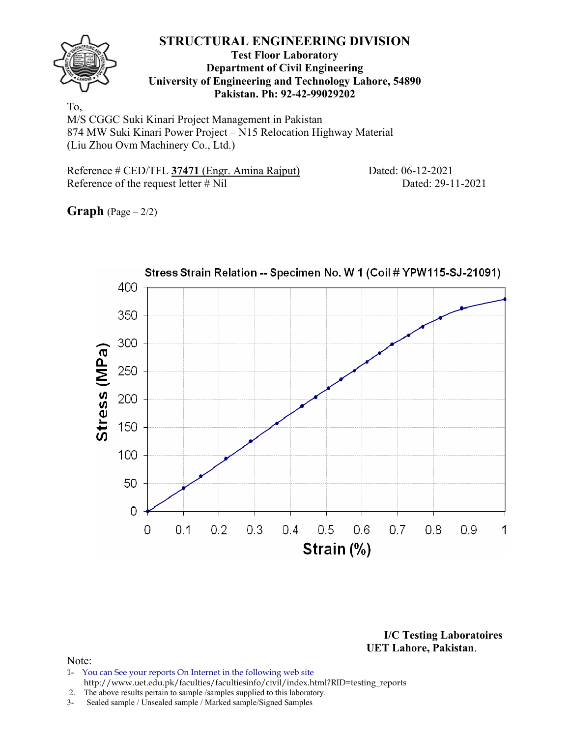# STRUCTURAL ENGINEERING DIVISION

**Test Floor Laboratory**
**Department of Civil Engineering**
**University of Engineering and Technology Lahore, 54890**
**Pakistan. Ph: 92-42-99029202**

To,
M/S CGGC Suki Kinari Project Management in Pakistan
874 MW Suki Kinari Power Project – N15 Relocation Highway Material
(Liu Zhou Ovm Machinery Co., Ltd.)

Reference # CED/TFL **37471** (Engr. Amina Rajput) Dated: 06-12-2021
Reference of the request letter # Nil Dated: 29-11-2021

**Graph** (Page – 2/2)

Stress Strain Relation -- Specimen No. W 1 (Coil # YPW115-SJ-21091)

Stress (MPa)

Strain (%)

**I/C Testing Laboratoires**
**UET Lahore, Pakistan**.

Note:
1- You can See your reports On Internet in the following web site
http://www.uet.edu.pk/faculties/facultiesinfo/civil/index.html?RID=testing_reports
2. The above results pertain to sample /samples supplied to this laboratory.
3- Sealed sample / Unsealed sample / Marked sample/Signed Samples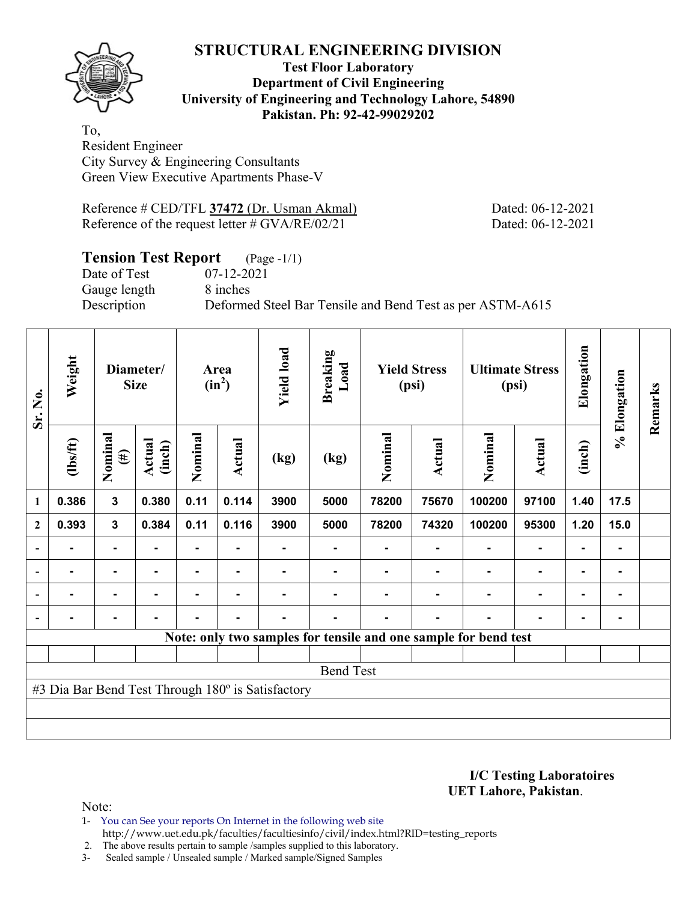# STRUCTURAL ENGINEERING DIVISION

**Test Floor Laboratory**
**Department of Civil Engineering**
**University of Engineering and Technology Lahore, 54890**
**Pakistan. Ph: 92-42-99029202**

To,
Resident Engineer
City Survey & Engineering Consultants
Green View Executive Apartments Phase-V

Reference # CED/TFL **37472** (Dr. Usman Akmal) Dated: 06-12-2021
Reference of the request letter # GVA/RE/02/21 Dated: 06-12-2021

**Tension Test Report** (Page -1/1)
Date of Test 07-12-2021
Gauge length 8 inches
Description Deformed Steel Bar Tensile and Bend Test as per ASTM-A615

| Sr. No. | Weight | Diameter/ Size | | Area ($in^2$) | | Yield load | Breaking Load | Yield Stress (psi) | | Ultimate Stress (psi) | | Elongation | % Elongation | Remarks |
|---|---|---|---|---|---|---|---|---|---|---|---|---|---|---|
| | (lbs/ft) | Nominal (#) | Actual (inch) | Nominal | Actual | (kg) | (kg) | Nominal | Actual | Nominal | Actual | (inch) | | |
| 1 | 0.386 | 3 | 0.380 | 0.11 | 0.114 | 3900 | 5000 | 78200 | 75670 | 100200 | 97100 | 1.40 | 17.5 | |
| 2 | 0.393 | 3 | 0.384 | 0.11 | 0.116 | 3900 | 5000 | 78200 | 74320 | 100200 | 95300 | 1.20 | 15.0 | |
| - | - | - | - | - | - | - | - | - | - | - | - | - | - | |
| - | - | - | - | - | - | - | - | - | - | - | - | - | - | |
| - | - | - | - | - | - | - | - | - | - | - | - | - | - | |
| - | - | - | - | - | - | - | - | - | - | - | - | - | - | |

**Note: only two samples for tensile and one sample for bend test**

Bend Test

#3 Dia Bar Bend Test Through 180º is Satisfactory

**I/C Testing Laboratoires**
**UET Lahore, Pakistan**.

Note:
1- You can See your reports On Internet in the following web site
http://www.uet.edu.pk/faculties/facultiesinfo/civil/index.html?RID=testing_reports
2. The above results pertain to sample /samples supplied to this laboratory.
3- Sealed sample / Unsealed sample / Marked sample/Signed Samples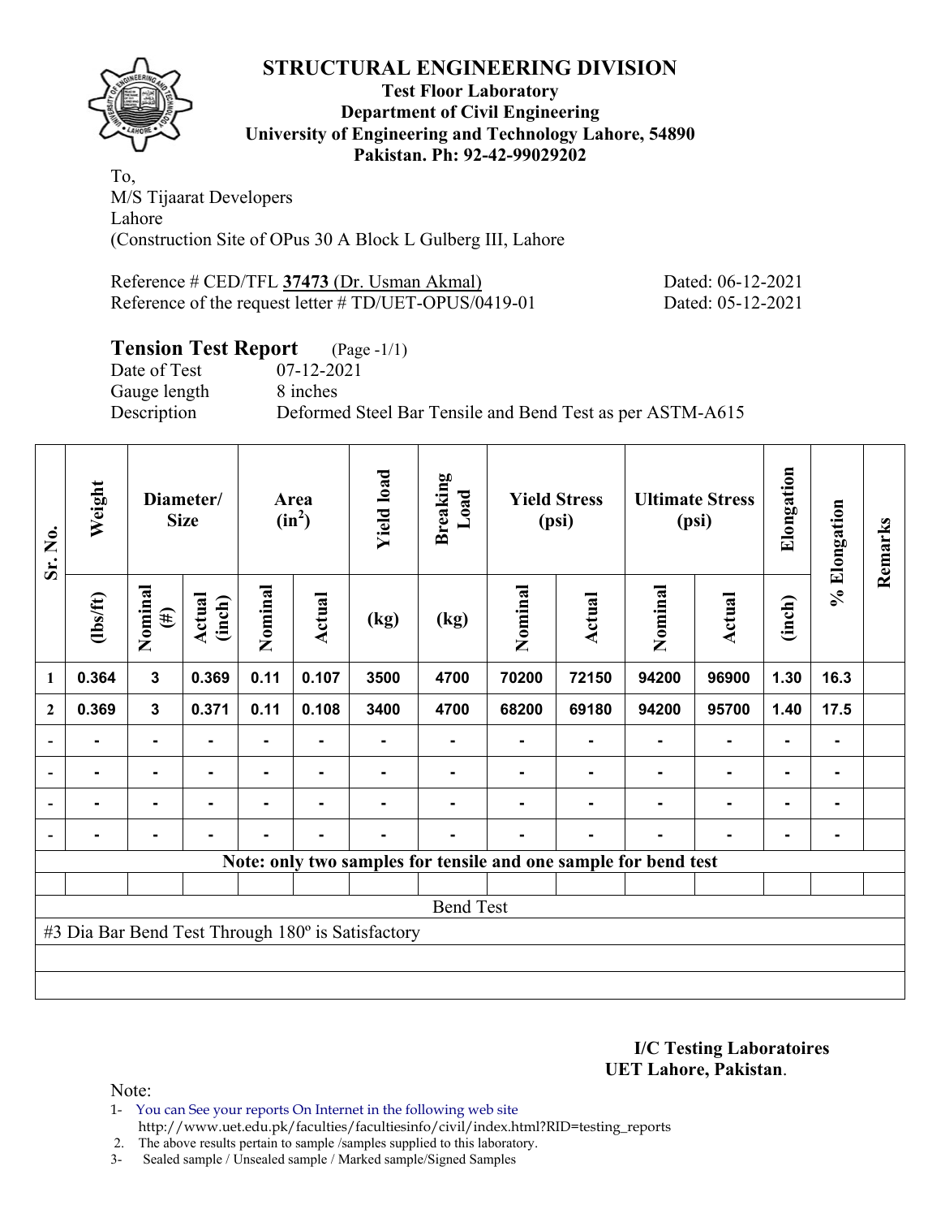# STRUCTURAL ENGINEERING DIVISION

**Test Floor Laboratory**
**Department of Civil Engineering**
**University of Engineering and Technology Lahore, 54890**
**Pakistan. Ph: 92-42-99029202**

To,
M/S Tijaarat Developers
Lahore
(Construction Site of OPus 30 A Block L Gulberg III, Lahore

Reference # CED/TFL **37473** (Dr. Usman Akmal) Dated: 06-12-2021
Reference of the request letter # TD/UET-OPUS/0419-01 Dated: 05-12-2021

## Tension Test Report (Page -1/1)

Date of Test 07-12-2021
Gauge length 8 inches
Description Deformed Steel Bar Tensile and Bend Test as per ASTM-A615

| Sr. No. | Weight | Diameter/ Size | | Area ($in^2$) | | Yield load | Breaking Load | Yield Stress (psi) | | Ultimate Stress (psi) | | Elongation | % Elongation | Remarks |
|---|---|---|---|---|---|---|---|---|---|---|---|---|---|---|
| | (lbs/ft) | Nominal (#) | Actual (inch) | Nominal | Actual | (kg) | (kg) | Nominal | Actual | Nominal | Actual | (inch) | | |
| 1 | 0.364 | 3 | 0.369 | 0.11 | 0.107 | 3500 | 4700 | 70200 | 72150 | 94200 | 96900 | 1.30 | 16.3 | |
| 2 | 0.369 | 3 | 0.371 | 0.11 | 0.108 | 3400 | 4700 | 68200 | 69180 | 94200 | 95700 | 1.40 | 17.5 | |
| - | - | - | - | - | - | - | - | - | - | - | - | - | - | |
| - | - | - | - | - | - | - | - | - | - | - | - | - | - | |
| - | - | - | - | - | - | - | - | - | - | - | - | - | - | |
| - | - | - | - | - | - | - | - | - | - | - | - | - | - | |
| **Note: only two samples for tensile and one sample for bend test** | | | | | | | | | | | | | | |
| Bend Test | | | | | | | | | | | | | | |
| #3 Dia Bar Bend Test Through 180º is Satisfactory | | | | | | | | | | | | | | |

**I/C Testing Laboratoires**
**UET Lahore, Pakistan**.

Note:

1- You can See your reports On Internet in the following web site
http://www.uet.edu.pk/faculties/facultiesinfo/civil/index.html?RID=testing_reports
2. The above results pertain to sample /samples supplied to this laboratory.
3- Sealed sample / Unsealed sample / Marked sample/Signed Samples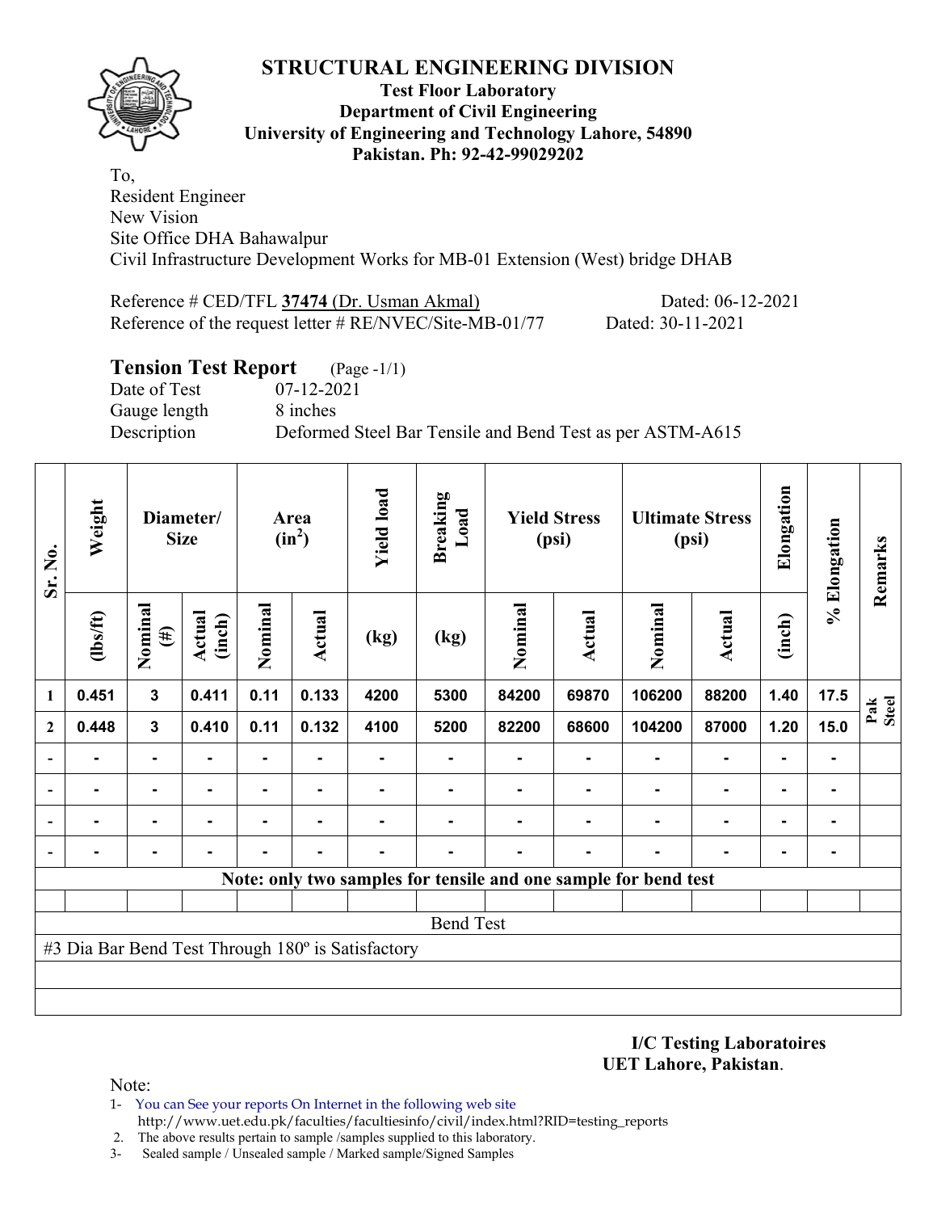# STRUCTURAL ENGINEERING DIVISION

**Test Floor Laboratory**
**Department of Civil Engineering**
**University of Engineering and Technology Lahore, 54890**
**Pakistan. Ph: 92-42-99029202**

To,
Resident Engineer
New Vision
Site Office DHA Bahawalpur
Civil Infrastructure Development Works for MB-01 Extension (West) bridge DHAB

Reference # CED/TFL **37474** (Dr. Usman Akmal) Dated: 06-12-2021
Reference of the request letter # RE/NVEC/Site-MB-01/77 Dated: 30-11-2021

## Tension Test Report (Page -1/1)

Date of Test 07-12-2021
Gauge length 8 inches
Description Deformed Steel Bar Tensile and Bend Test as per ASTM-A615

| Sr. No. | Weight | Diameter/ Size | | Area ($in^2$) | | Yield load | Breaking Load | Yield Stress (psi) | | Ultimate Stress (psi) | | Elongation | % Elongation | Remarks |
|---|---|---|---|---|---|---|---|---|---|---|---|---|---|---|
| | (lbs/ft) | Nominal (#) | Actual (inch) | Nominal | Actual | (kg) | (kg) | Nominal | Actual | Nominal | Actual | (inch) | | |
| 1 | 0.451 | 3 | 0.411 | 0.11 | 0.133 | 4200 | 5300 | 84200 | 69870 | 106200 | 88200 | 1.40 | 17.5 | Pak Steel |
| 2 | 0.448 | 3 | 0.410 | 0.11 | 0.132 | 4100 | 5200 | 82200 | 68600 | 104200 | 87000 | 1.20 | 15.0 | |
| - | - | - | - | - | - | - | - | - | - | - | - | - | - | |
| - | - | - | - | - | - | - | - | - | - | - | - | - | - | |
| - | - | - | - | - | - | - | - | - | - | - | - | - | - | |
| - | - | - | - | - | - | - | - | - | - | - | - | - | - | |

**Note: only two samples for tensile and one sample for bend test**

Bend Test

#3 Dia Bar Bend Test Through 180º is Satisfactory

**I/C Testing Laboratoires**
**UET Lahore, Pakistan**.

Note:
1- You can See your reports On Internet in the following web site
http://www.uet.edu.pk/faculties/facultiesinfo/civil/index.html?RID=testing_reports
2. The above results pertain to sample /samples supplied to this laboratory.
3- Sealed sample / Unsealed sample / Marked sample/Signed Samples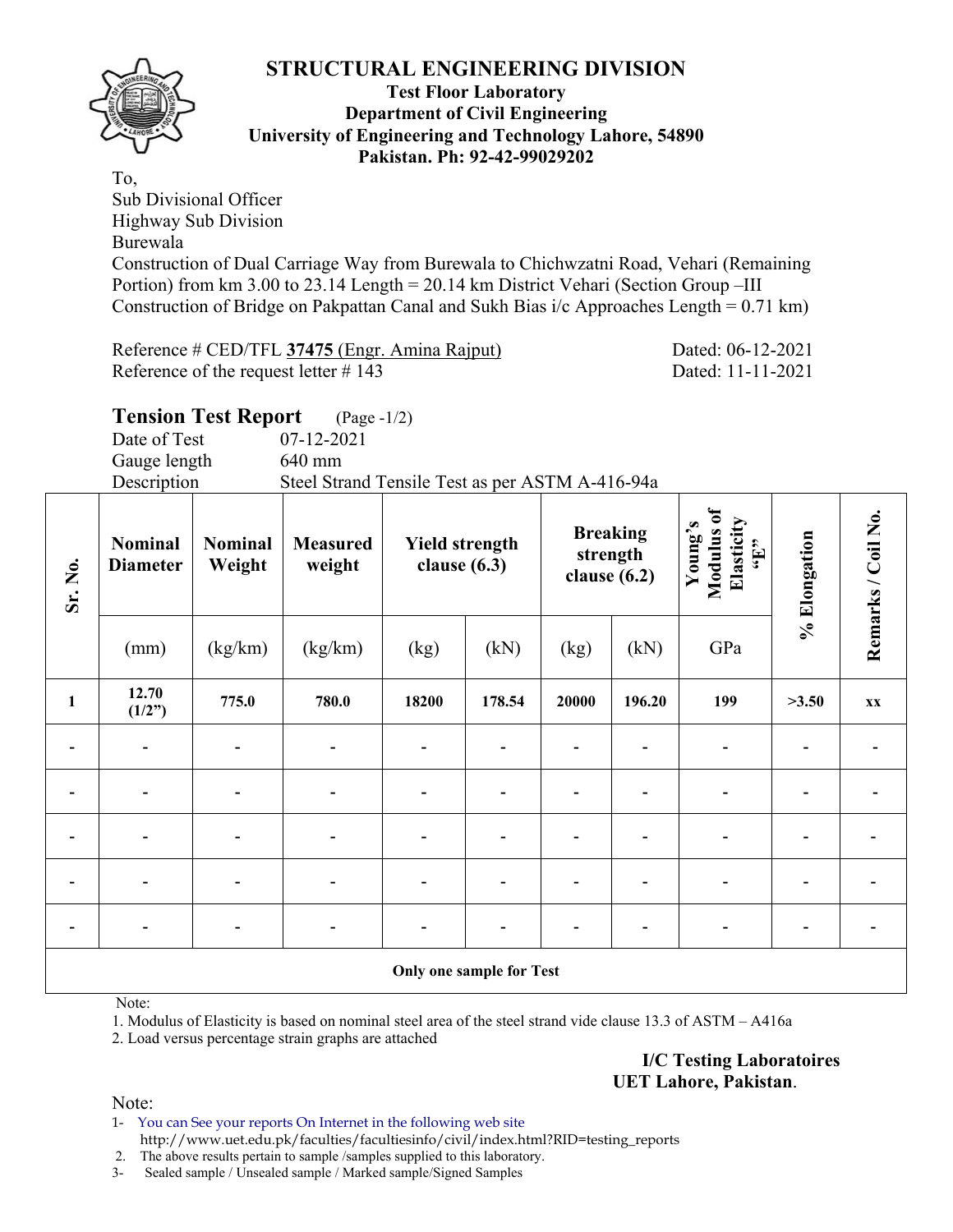# STRUCTURAL ENGINEERING DIVISION

**Test Floor Laboratory**
**Department of Civil Engineering**
**University of Engineering and Technology Lahore, 54890**
**Pakistan. Ph: 92-42-99029202**

To,
Sub Divisional Officer
Highway Sub Division
Burewala
Construction of Dual Carriage Way from Burewala to Chichwzatni Road, Vehari (Remaining Portion) from km 3.00 to 23.14 Length = 20.14 km District Vehari (Section Group –III Construction of Bridge on Pakpattan Canal and Sukh Bias i/c Approaches Length = 0.71 km)

Reference # CED/TFL **37475** (Engr. Amina Rajput) Dated: 06-12-2021
Reference of the request letter # 143 Dated: 11-11-2021

## Tension Test Report (Page -1/2)

Date of Test 07-12-2021
Gauge length 640 mm
Description Steel Strand Tensile Test as per ASTM A-416-94a

| Sr. No. | Nominal Diameter | Nominal Weight | Measured weight | Yield strength clause (6.3) | | Breaking strength clause (6.2) | | Young's Modulus of Elasticity "E" | % Elongation | Remarks / Coil No. |
|---|---|---|---|---|---|---|---|---|---|---|
| | (mm) | (kg/km) | (kg/km) | (kg) | (kN) | (kg) | (kN) | GPa | | |
| **1** | **12.70 (1/2")** | **775.0** | **780.0** | **18200** | **178.54** | **20000** | **196.20** | **199** | **>3.50** | **xx** |
| - | - | - | - | - | - | - | - | - | - | - |
| - | - | - | - | - | - | - | - | - | - | - |
| - | - | - | - | - | - | - | - | - | - | - |
| - | - | - | - | - | - | - | - | - | - | - |
| - | - | - | - | - | - | - | - | - | - | - |
| **Only one sample for Test** | | | | | | | | | | |

Note:
1. Modulus of Elasticity is based on nominal steel area of the steel strand vide clause 13.3 of ASTM – A416a
2. Load versus percentage strain graphs are attached

**I/C Testing Laboratoires**
**UET Lahore, Pakistan**.

Note:
1- You can See your reports On Internet in the following web site http://www.uet.edu.pk/faculties/facultiesinfo/civil/index.html?RID=testing_reports
2. The above results pertain to sample /samples supplied to this laboratory.
3- Sealed sample / Unsealed sample / Marked sample/Signed Samples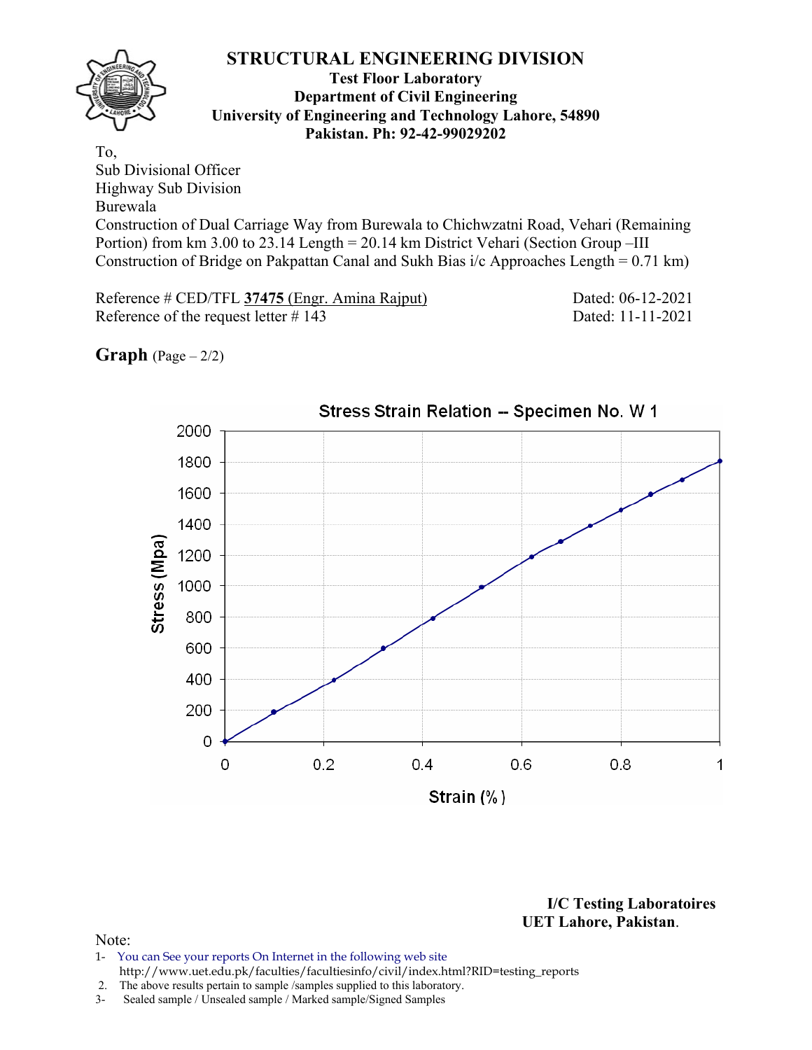# STRUCTURAL ENGINEERING DIVISION

**Test Floor Laboratory**
**Department of Civil Engineering**
**University of Engineering and Technology Lahore, 54890**
**Pakistan. Ph: 92-42-99029202**

To,
Sub Divisional Officer
Highway Sub Division
Burewala
Construction of Dual Carriage Way from Burewala to Chichwzatni Road, Vehari (Remaining Portion) from km 3.00 to 23.14 Length = 20.14 km District Vehari (Section Group –III Construction of Bridge on Pakpattan Canal and Sukh Bias i/c Approaches Length = 0.71 km)

Reference # CED/TFL **37475** (Engr. Amina Rajput) Dated: 06-12-2021
Reference of the request letter # 143 Dated: 11-11-2021

**Graph** (Page – 2/2)

Stress Strain Relation -- Specimen No. W 1

Stress (Mpa) vs Strain (%)

**I/C Testing Laboratoires**
**UET Lahore, Pakistan.**

Note:
1- You can See your reports On Internet in the following web site
http://www.uet.edu.pk/faculties/facultiesinfo/civil/index.html?RID=testing_reports
2. The above results pertain to sample /samples supplied to this laboratory.
3- Sealed sample / Unsealed sample / Marked sample/Signed Samples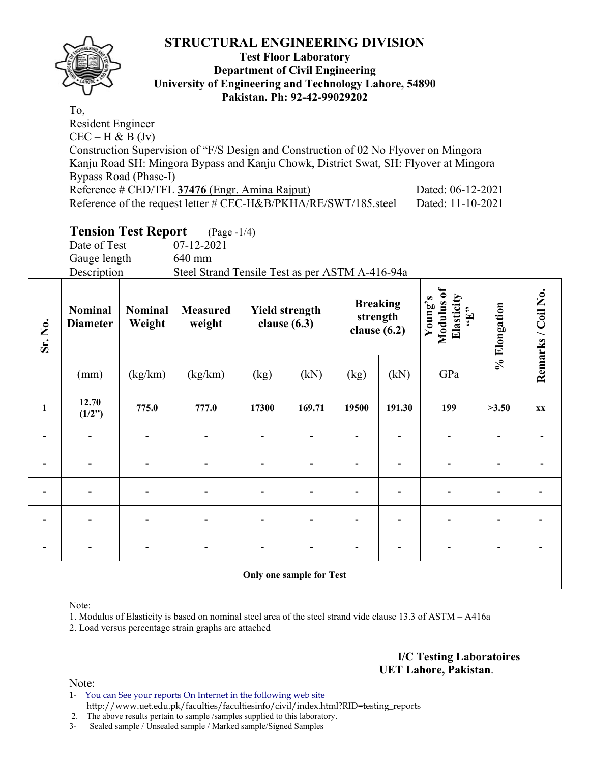# STRUCTURAL ENGINEERING DIVISION

**Test Floor Laboratory**
**Department of Civil Engineering**
**University of Engineering and Technology Lahore, 54890**
**Pakistan. Ph: 92-42-99029202**

To,
Resident Engineer
CEC – H & B (Jv)
Construction Supervision of "F/S Design and Construction of 02 No Flyover on Mingora – Kanju Road SH: Mingora Bypass and Kanju Chowk, District Swat, SH: Flyover at Mingora Bypass Road (Phase-I)
Reference # CED/TFL **37476** (Engr. Amina Rajput) Dated: 06-12-2021
Reference of the request letter # CEC-H&B/PKHA/RE/SWT/185.steel Dated: 11-10-2021

## Tension Test Report (Page -1/4)

Date of Test 07-12-2021
Gauge length 640 mm
Description Steel Strand Tensile Test as per ASTM A-416-94a

| Sr. No. | Nominal Diameter | Nominal Weight | Measured weight | Yield strength clause (6.3) | | Breaking strength clause (6.2) | | Young's Modulus of Elasticity "E" | % Elongation | Remarks / Coil No. |
|---|---|---|---|---|---|---|---|---|---|---|
| | (mm) | (kg/km) | (kg/km) | (kg) | (kN) | (kg) | (kN) | GPa | | |
| **1** | **12.70 (1/2")** | **775.0** | **777.0** | **17300** | **169.71** | **19500** | **191.30** | **199** | **>3.50** | **xx** |
| - | - | - | - | - | - | - | - | - | - | - |
| - | - | - | - | - | - | - | - | - | - | - |
| - | - | - | - | - | - | - | - | - | - | - |
| - | - | - | - | - | - | - | - | - | - | - |
| - | - | - | - | - | - | - | - | - | - | - |
| **Only one sample for Test** | | | | | | | | | | |

Note:
1. Modulus of Elasticity is based on nominal steel area of the steel strand vide clause 13.3 of ASTM – A416a
2. Load versus percentage strain graphs are attached

**I/C Testing Laboratoires**
**UET Lahore, Pakistan**.

Note:
1- You can See your reports On Internet in the following web site
http://www.uet.edu.pk/faculties/facultiesinfo/civil/index.html?RID=testing_reports
2. The above results pertain to sample /samples supplied to this laboratory.
3- Sealed sample / Unsealed sample / Marked sample/Signed Samples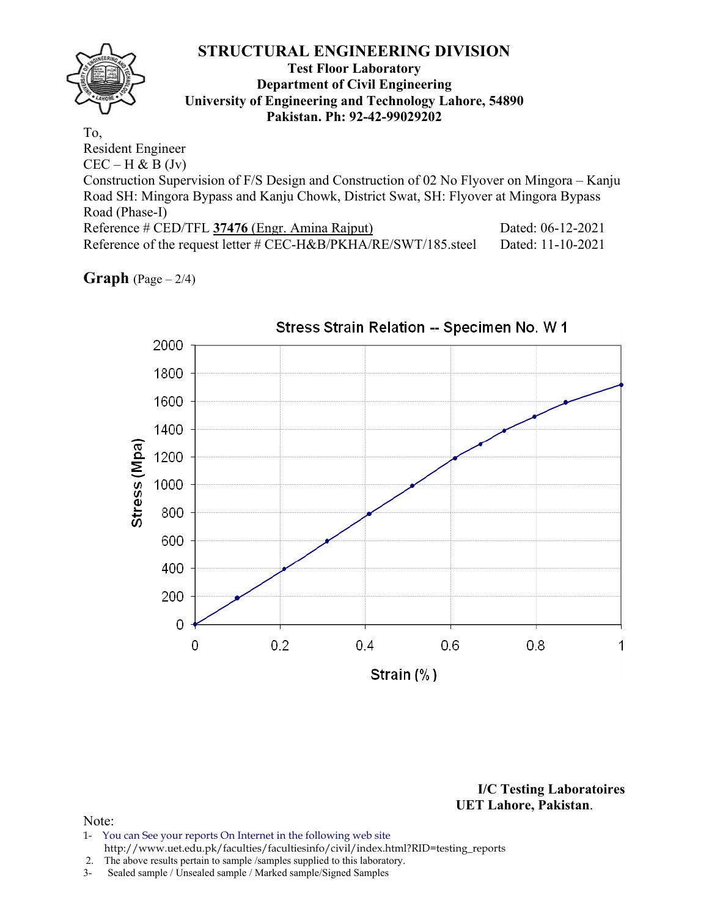# STRUCTURAL ENGINEERING DIVISION

**Test Floor Laboratory**
**Department of Civil Engineering**
**University of Engineering and Technology Lahore, 54890**
**Pakistan. Ph: 92-42-99029202**

To,
Resident Engineer
CEC – H & B (Jv)
Construction Supervision of F/S Design and Construction of 02 No Flyover on Mingora – Kanju Road SH: Mingora Bypass and Kanju Chowk, District Swat, SH: Flyover at Mingora Bypass Road (Phase-I)

Reference # CED/TFL **37476** (Engr. Amina Rajput) Dated: 06-12-2021
Reference of the request letter # CEC-H&B/PKHA/RE/SWT/185.steel Dated: 11-10-2021

## Graph (Page – 2/4)

Stress Strain Relation -- Specimen No. W 1

**I/C Testing Laboratoires**
**UET Lahore, Pakistan.**

Note:
1- You can See your reports On Internet in the following web site
http://www.uet.edu.pk/faculties/facultiesinfo/civil/index.html?RID=testing_reports
2. The above results pertain to sample /samples supplied to this laboratory.
3- Sealed sample / Unsealed sample / Marked sample/Signed Samples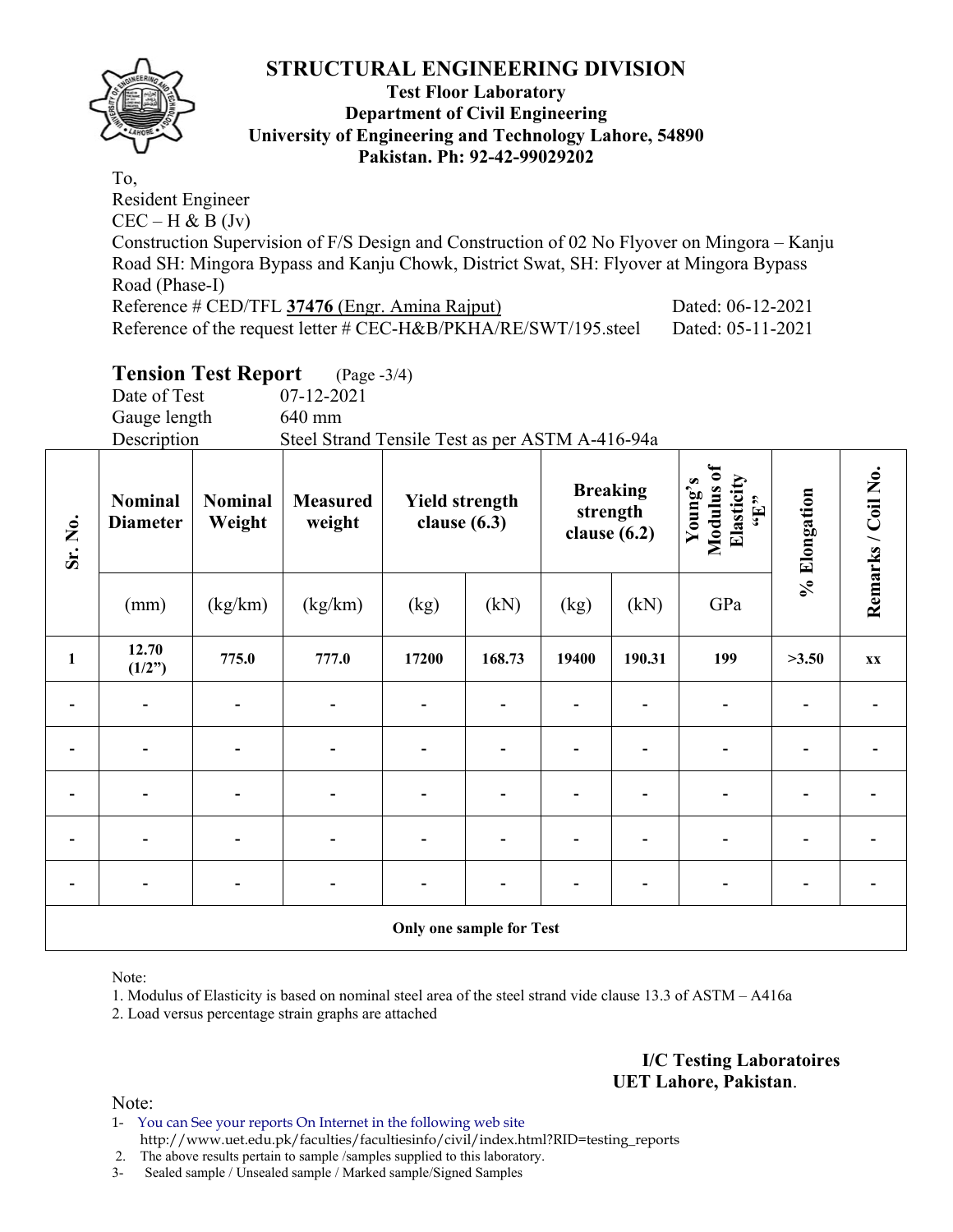# STRUCTURAL ENGINEERING DIVISION

**Test Floor Laboratory**
**Department of Civil Engineering**
**University of Engineering and Technology Lahore, 54890**
**Pakistan. Ph: 92-42-99029202**

To,
Resident Engineer
CEC – H & B (Jv)
Construction Supervision of F/S Design and Construction of 02 No Flyover on Mingora – Kanju Road SH: Mingora Bypass and Kanju Chowk, District Swat, SH: Flyover at Mingora Bypass Road (Phase-I)
Reference # CED/TFL **37476** (Engr. Amina Rajput) Dated: 06-12-2021
Reference of the request letter # CEC-H&B/PKHA/RE/SWT/195.steel Dated: 05-11-2021

## Tension Test Report (Page -3/4)

Date of Test 07-12-2021
Gauge length 640 mm
Description Steel Strand Tensile Test as per ASTM A-416-94a

| Sr. No. | Nominal Diameter | Nominal Weight | Measured weight | Yield strength clause (6.3) | | Breaking strength clause (6.2) | | Young's Modulus of Elasticity "E" | % Elongation | Remarks / Coil No. |
|---|---|---|---|---|---|---|---|---|---|---|
| | (mm) | (kg/km) | (kg/km) | (kg) | (kN) | (kg) | (kN) | GPa | | |
| **1** | **12.70 (1/2")** | **775.0** | **777.0** | **17200** | **168.73** | **19400** | **190.31** | **199** | **>3.50** | **xx** |
| - | - | - | - | - | - | - | - | - | - | - |
| - | - | - | - | - | - | - | - | - | - | - |
| - | - | - | - | - | - | - | - | - | - | - |
| - | - | - | - | - | - | - | - | - | - | - |
| - | - | - | - | - | - | - | - | - | - | - |
| **Only one sample for Test** | | | | | | | | | | |

Note:
1. Modulus of Elasticity is based on nominal steel area of the steel strand vide clause 13.3 of ASTM – A416a
2. Load versus percentage strain graphs are attached

**I/C Testing Laboratoires**
**UET Lahore, Pakistan**.

Note:
1- You can See your reports On Internet in the following web site http://www.uet.edu.pk/faculties/facultiesinfo/civil/index.html?RID=testing_reports
2. The above results pertain to sample /samples supplied to this laboratory.
3- Sealed sample / Unsealed sample / Marked sample/Signed Samples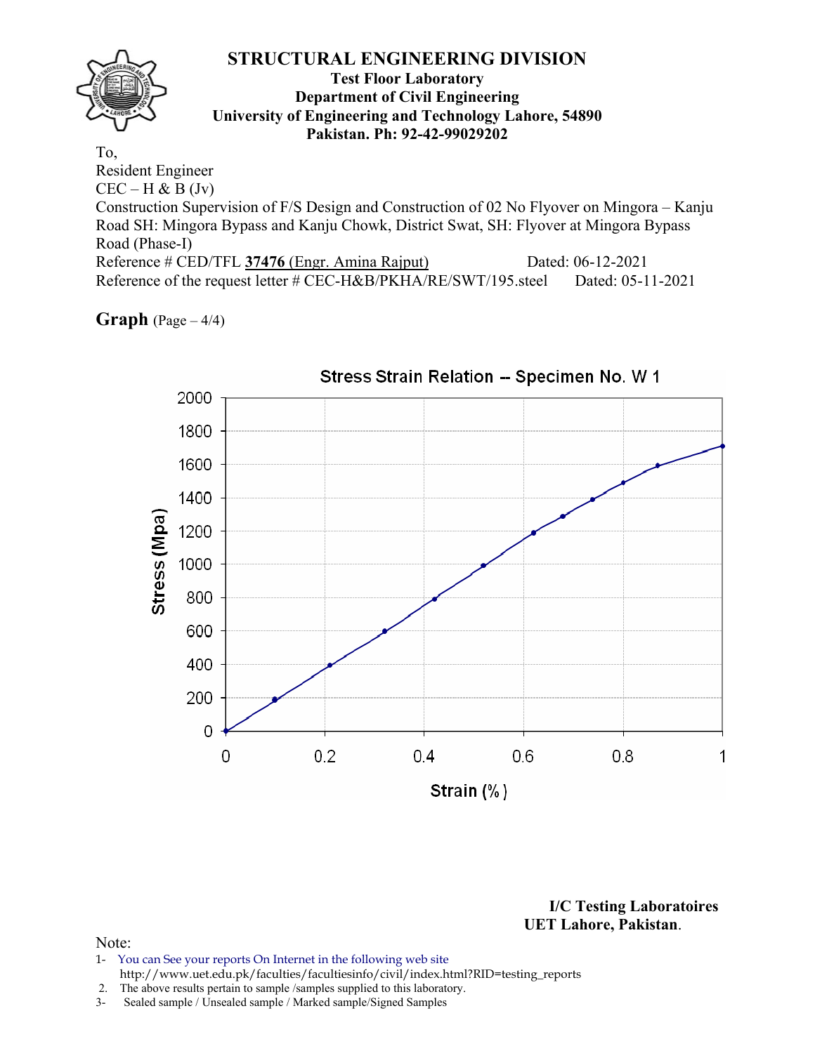# STRUCTURAL ENGINEERING DIVISION

**Test Floor Laboratory**
**Department of Civil Engineering**
**University of Engineering and Technology Lahore, 54890**
**Pakistan. Ph: 92-42-99029202**

To,
Resident Engineer
CEC – H & B (Jv)
Construction Supervision of F/S Design and Construction of 02 No Flyover on Mingora – Kanju Road SH: Mingora Bypass and Kanju Chowk, District Swat, SH: Flyover at Mingora Bypass Road (Phase-I)
Reference # CED/TFL **37476** (Engr. Amina Rajput) Dated: 06-12-2021
Reference of the request letter # CEC-H&B/PKHA/RE/SWT/195.steel Dated: 05-11-2021

**Graph** (Page – 4/4)

Stress Strain Relation -- Specimen No. W 1

Stress (Mpa)

Strain (%)

**I/C Testing Laboratoires**
**UET Lahore, Pakistan**.

Note:
1- You can See your reports On Internet in the following web site
http://www.uet.edu.pk/faculties/facultiesinfo/civil/index.html?RID=testing_reports
2. The above results pertain to sample /samples supplied to this laboratory.
3- Sealed sample / Unsealed sample / Marked sample/Signed Samples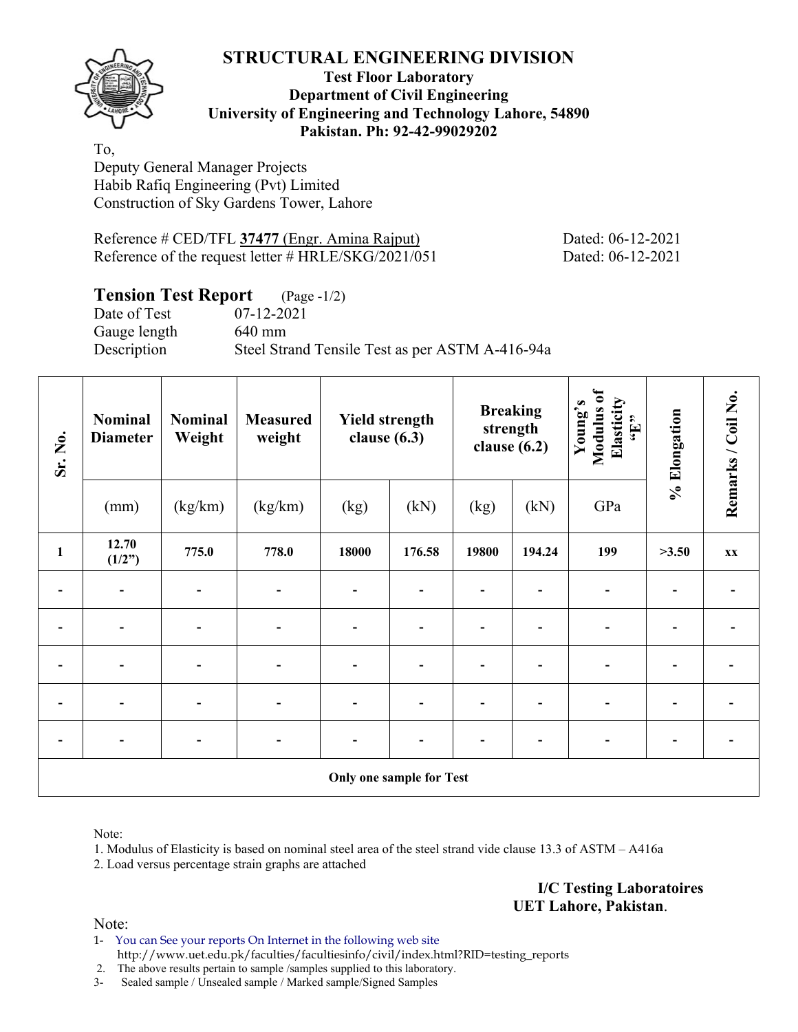# STRUCTURAL ENGINEERING DIVISION

**Test Floor Laboratory**
**Department of Civil Engineering**
**University of Engineering and Technology Lahore, 54890**
**Pakistan. Ph: 92-42-99029202**

To,
Deputy General Manager Projects
Habib Rafiq Engineering (Pvt) Limited
Construction of Sky Gardens Tower, Lahore

Reference # CED/TFL **37477** (Engr. Amina Rajput) Dated: 06-12-2021
Reference of the request letter # HRLE/SKG/2021/051 Dated: 06-12-2021

## Tension Test Report (Page -1/2)

Date of Test 07-12-2021
Gauge length 640 mm
Description Steel Strand Tensile Test as per ASTM A-416-94a

| Sr. No. | Nominal Diameter | Nominal Weight | Measured weight | Yield strength clause (6.3) | | Breaking strength clause (6.2) | | Young's Modulus of Elasticity "E" | % Elongation | Remarks / Coil No. |
|---|---|---|---|---|---|---|---|---|---|---|
| | (mm) | (kg/km) | (kg/km) | (kg) | (kN) | (kg) | (kN) | GPa | | |
| **1** | **12.70 (1/2")** | **775.0** | **778.0** | **18000** | **176.58** | **19800** | **194.24** | **199** | **>3.50** | **xx** |
| - | - | - | - | - | - | - | - | - | - | - |
| - | - | - | - | - | - | - | - | - | - | - |
| - | - | - | - | - | - | - | - | - | - | - |
| - | - | - | - | - | - | - | - | - | - | - |
| - | - | - | - | - | - | - | - | - | - | - |
| **Only one sample for Test** | | | | | | | | | | |

Note:
1. Modulus of Elasticity is based on nominal steel area of the steel strand vide clause 13.3 of ASTM – A416a
2. Load versus percentage strain graphs are attached

**I/C Testing Laboratoires**
**UET Lahore, Pakistan**.

Note:
1- You can See your reports On Internet in the following web site
http://www.uet.edu.pk/faculties/facultiesinfo/civil/index.html?RID=testing_reports
2. The above results pertain to sample /samples supplied to this laboratory.
3- Sealed sample / Unsealed sample / Marked sample/Signed Samples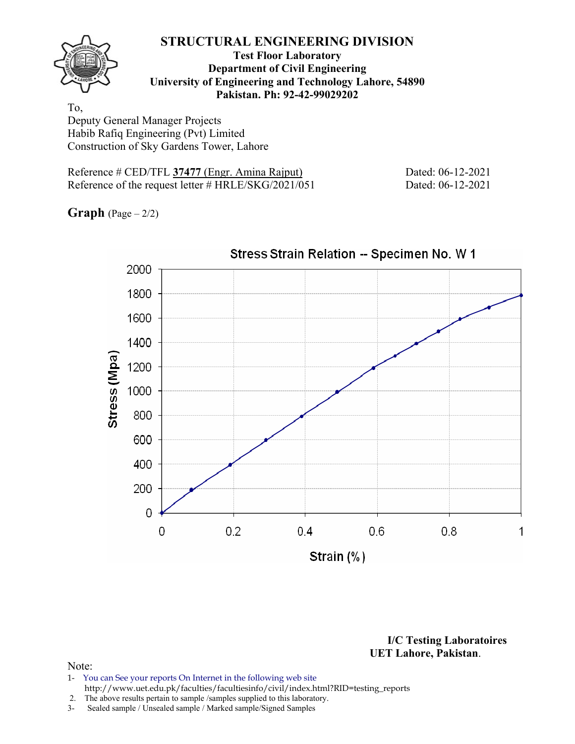# STRUCTURAL ENGINEERING DIVISION

**Test Floor Laboratory**
**Department of Civil Engineering**
**University of Engineering and Technology Lahore, 54890**
**Pakistan. Ph: 92-42-99029202**

To,
Deputy General Manager Projects
Habib Rafiq Engineering (Pvt) Limited
Construction of Sky Gardens Tower, Lahore

Reference # CED/TFL **37477** (Engr. Amina Rajput) Dated: 06-12-2021
Reference of the request letter # HRLE/SKG/2021/051 Dated: 06-12-2021

**Graph** (Page – 2/2)

Stress Strain Relation -- Specimen No. W 1

**I/C Testing Laboratoires**
**UET Lahore, Pakistan**.

Note:
1- You can See your reports On Internet in the following web site
http://www.uet.edu.pk/faculties/facultiesinfo/civil/index.html?RID=testing_reports
2. The above results pertain to sample /samples supplied to this laboratory.
3- Sealed sample / Unsealed sample / Marked sample/Signed Samples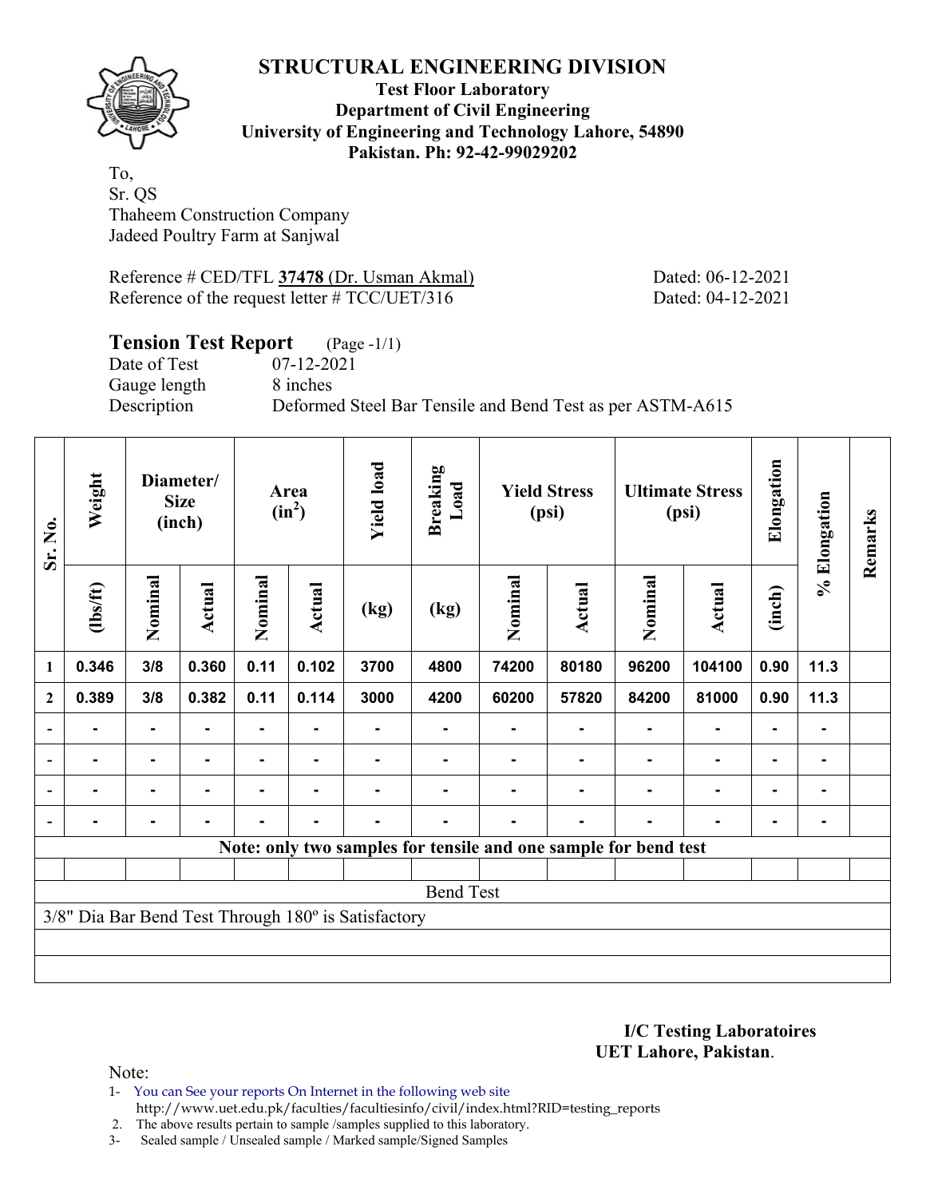# STRUCTURAL ENGINEERING DIVISION

**Test Floor Laboratory**
**Department of Civil Engineering**
**University of Engineering and Technology Lahore, 54890**
**Pakistan. Ph: 92-42-99029202**

To,
Sr. QS
Thaheem Construction Company
Jadeed Poultry Farm at Sanjwal

Reference # CED/TFL **37478** (Dr. Usman Akmal) Dated: 06-12-2021
Reference of the request letter # TCC/UET/316 Dated: 04-12-2021

## Tension Test Report (Page -1/1)

Date of Test 07-12-2021
Gauge length 8 inches
Description Deformed Steel Bar Tensile and Bend Test as per ASTM-A615

| Sr. No. | Weight | Diameter/ Size (inch) | | Area ($in^2$) | | Yield load | Breaking Load | Yield Stress (psi) | | Ultimate Stress (psi) | | Elongation | % Elongation | Remarks |
|---|---|---|---|---|---|---|---|---|---|---|---|---|---|---|
| | (lbs/ft) | Nominal | Actual | Nominal | Actual | (kg) | (kg) | Nominal | Actual | Nominal | Actual | (inch) | | |
| 1 | 0.346 | 3/8 | 0.360 | 0.11 | 0.102 | 3700 | 4800 | 74200 | 80180 | 96200 | 104100 | 0.90 | 11.3 | |
| 2 | 0.389 | 3/8 | 0.382 | 0.11 | 0.114 | 3000 | 4200 | 60200 | 57820 | 84200 | 81000 | 0.90 | 11.3 | |
| - | - | - | - | - | - | - | - | - | - | - | - | - | - | |
| - | - | - | - | - | - | - | - | - | - | - | - | - | - | |
| - | - | - | - | - | - | - | - | - | - | - | - | - | - | |
| - | - | - | - | - | - | - | - | - | - | - | - | - | - | |

**Note: only two samples for tensile and one sample for bend test**

Bend Test

3/8" Dia Bar Bend Test Through 180º is Satisfactory

**I/C Testing Laboratoires**
**UET Lahore, Pakistan**.

Note:
1- You can See your reports On Internet in the following web site
http://www.uet.edu.pk/faculties/facultiesinfo/civil/index.html?RID=testing_reports
2. The above results pertain to sample /samples supplied to this laboratory.
3- Sealed sample / Unsealed sample / Marked sample/Signed Samples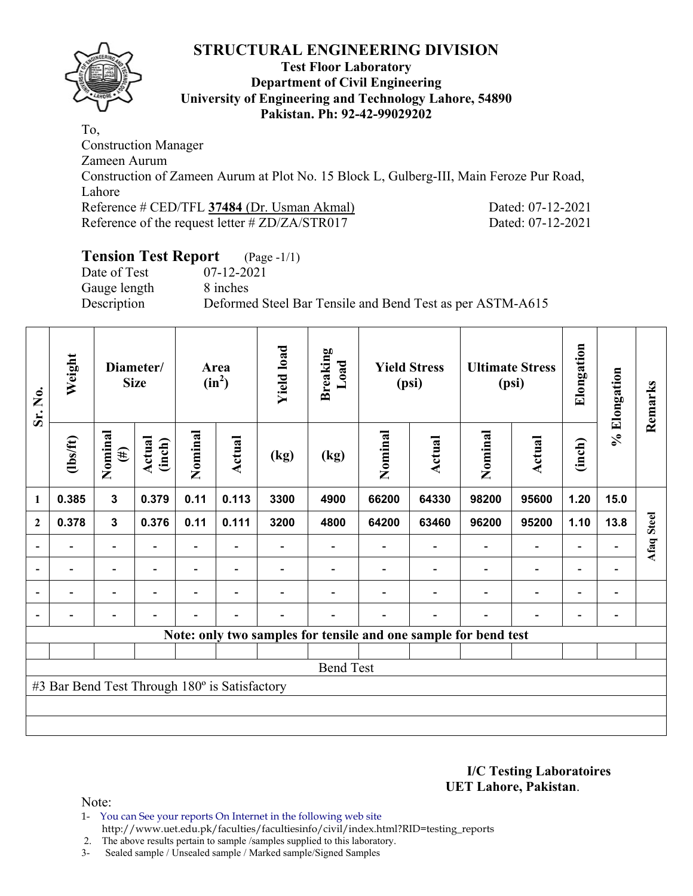# STRUCTURAL ENGINEERING DIVISION

**Test Floor Laboratory**
**Department of Civil Engineering**
**University of Engineering and Technology Lahore, 54890**
**Pakistan. Ph: 92-42-99029202**

To,
Construction Manager
Zameen Aurum
Construction of Zameen Aurum at Plot No. 15 Block L, Gulberg-III, Main Feroze Pur Road, Lahore
Reference # CED/TFL **37484** (Dr. Usman Akmal) Dated: 07-12-2021
Reference of the request letter # ZD/ZA/STR017 Dated: 07-12-2021

## Tension Test Report (Page -1/1)

Date of Test 07-12-2021
Gauge length 8 inches
Description Deformed Steel Bar Tensile and Bend Test as per ASTM-A615

| Sr. No. | Weight | Diameter/ Size | | Area ($in^2$) | | Yield load | Breaking Load | Yield Stress (psi) | | Ultimate Stress (psi) | | Elongation | % Elongation | Remarks |
|---|---|---|---|---|---|---|---|---|---|---|---|---|---|---|
| | (lbs/ft) | Nominal (#) | Actual (inch) | Nominal | Actual | (kg) | (kg) | Nominal | Actual | Nominal | Actual | (inch) | | |
| 1 | 0.385 | 3 | 0.379 | 0.11 | 0.113 | 3300 | 4900 | 66200 | 64330 | 98200 | 95600 | 1.20 | 15.0 | Afaq Steel |
| 2 | 0.378 | 3 | 0.376 | 0.11 | 0.111 | 3200 | 4800 | 64200 | 63460 | 96200 | 95200 | 1.10 | 13.8 | |
| - | - | - | - | - | - | - | - | - | - | - | - | - | - | |
| - | - | - | - | - | - | - | - | - | - | - | - | - | - | |
| - | - | - | - | - | - | - | - | - | - | - | - | - | - | |
| - | - | - | - | - | - | - | - | - | - | - | - | - | - | |

**Note: only two samples for tensile and one sample for bend test**

Bend Test

#3 Bar Bend Test Through 180º is Satisfactory

**I/C Testing Laboratoires**
**UET Lahore, Pakistan**.

Note:
1- You can See your reports On Internet in the following web site
http://www.uet.edu.pk/faculties/facultiesinfo/civil/index.html?RID=testing_reports
2. The above results pertain to sample /samples supplied to this laboratory.
3- Sealed sample / Unsealed sample / Marked sample/Signed Samples